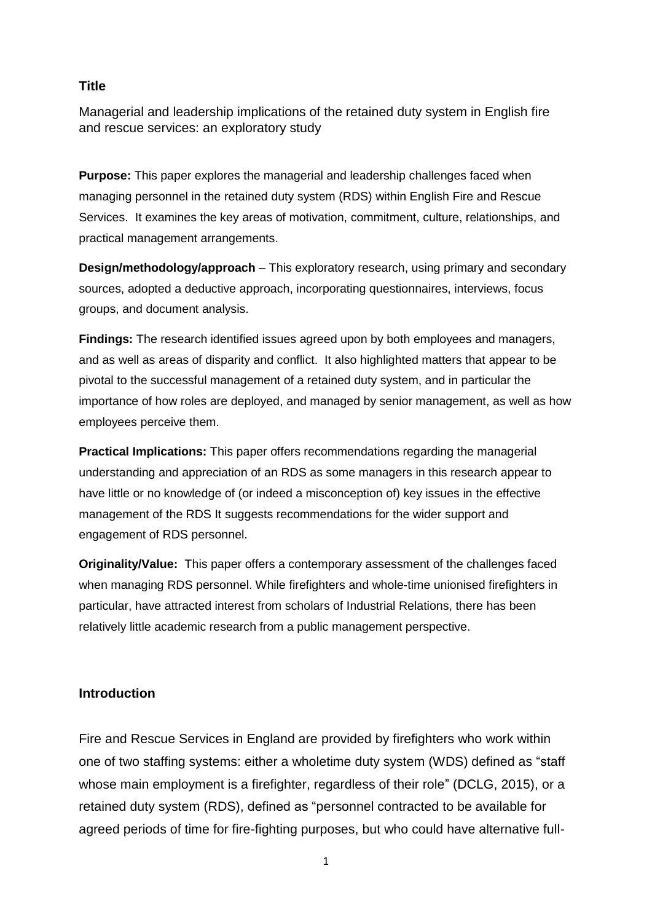## Title

Managerial and leadership implications of the retained duty system in English fire and rescue services: an exploratory study

**Purpose:** This paper explores the managerial and leadership challenges faced when managing personnel in the retained duty system (RDS) within English Fire and Rescue Services. It examines the key areas of motivation, commitment, culture, relationships, and practical management arrangements.

**Design/methodology/approach** – This exploratory research, using primary and secondary sources, adopted a deductive approach, incorporating questionnaires, interviews, focus groups, and document analysis.

**Findings:** The research identified issues agreed upon by both employees and managers, and as well as areas of disparity and conflict. It also highlighted matters that appear to be pivotal to the successful management of a retained duty system, and in particular the importance of how roles are deployed, and managed by senior management, as well as how employees perceive them.

**Practical Implications:** This paper offers recommendations regarding the managerial understanding and appreciation of an RDS as some managers in this research appear to have little or no knowledge of (or indeed a misconception of) key issues in the effective management of the RDS It suggests recommendations for the wider support and engagement of RDS personnel.

**Originality/Value:** This paper offers a contemporary assessment of the challenges faced when managing RDS personnel. While firefighters and whole-time unionised firefighters in particular, have attracted interest from scholars of Industrial Relations, there has been relatively little academic research from a public management perspective.

## Introduction

Fire and Rescue Services in England are provided by firefighters who work within one of two staffing systems: either a wholetime duty system (WDS) defined as "staff whose main employment is a firefighter, regardless of their role" (DCLG, 2015), or a retained duty system (RDS), defined as "personnel contracted to be available for agreed periods of time for fire-fighting purposes, but who could have alternative full-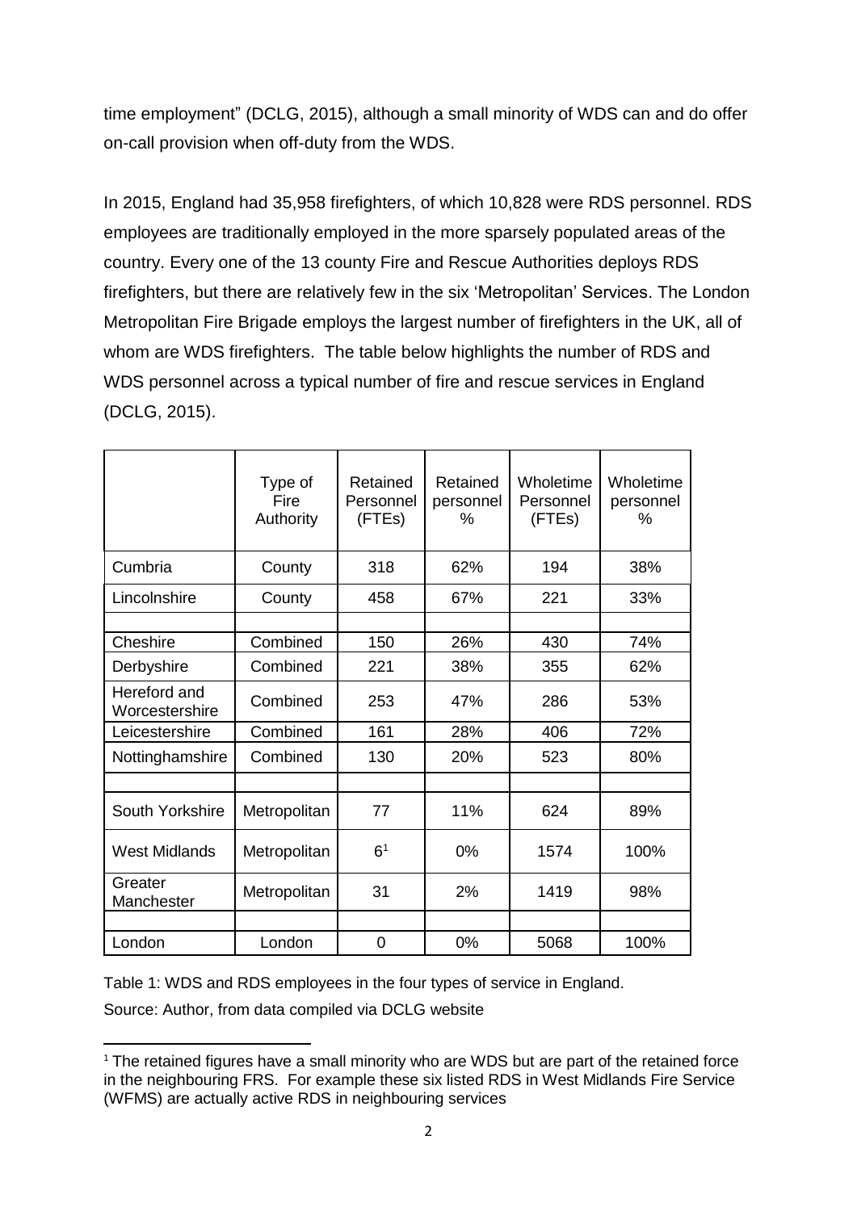time employment" (DCLG, 2015), although a small minority of WDS can and do offer on-call provision when off-duty from the WDS.

In 2015, England had 35,958 firefighters, of which 10,828 were RDS personnel. RDS employees are traditionally employed in the more sparsely populated areas of the country. Every one of the 13 county Fire and Rescue Authorities deploys RDS firefighters, but there are relatively few in the six 'Metropolitan' Services. The London Metropolitan Fire Brigade employs the largest number of firefighters in the UK, all of whom are WDS firefighters. The table below highlights the number of RDS and WDS personnel across a typical number of fire and rescue services in England (DCLG, 2015).

| | Type of Fire Authority | Retained Personnel (FTEs) | Retained personnel % | Wholetime Personnel (FTEs) | Wholetime personnel % |
|---|---|---|---|---|---|
| Cumbria | County | 318 | 62% | 194 | 38% |
| Lincolnshire | County | 458 | 67% | 221 | 33% |
| | | | | | |
| Cheshire | Combined | 150 | 26% | 430 | 74% |
| Derbyshire | Combined | 221 | 38% | 355 | 62% |
| Hereford and Worcestershire | Combined | 253 | 47% | 286 | 53% |
| Leicestershire | Combined | 161 | 28% | 406 | 72% |
| Nottinghamshire | Combined | 130 | 20% | 523 | 80% |
| | | | | | |
| South Yorkshire | Metropolitan | 77 | 11% | 624 | 89% |
| West Midlands | Metropolitan | 6[1] | 0% | 1574 | 100% |
| Greater Manchester | Metropolitan | 31 | 2% | 1419 | 98% |
| | | | | | |
| London | London | 0 | 0% | 5068 | 100% |

Table 1: WDS and RDS employees in the four types of service in England.

Source: Author, from data compiled via DCLG website

[1] The retained figures have a small minority who are WDS but are part of the retained force in the neighbouring FRS. For example these six listed RDS in West Midlands Fire Service (WFMS) are actually active RDS in neighbouring services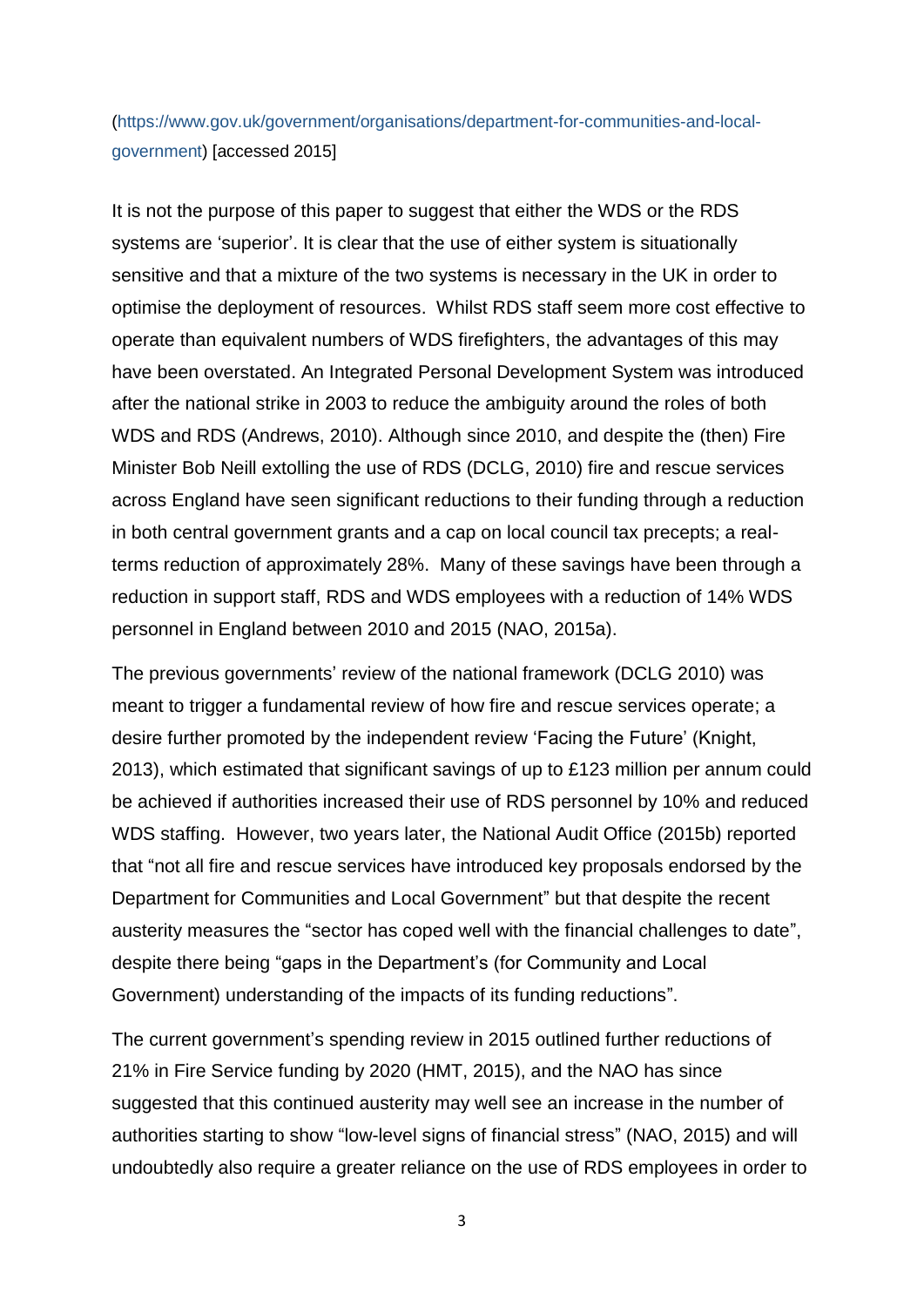(https://www.gov.uk/government/organisations/department-for-communities-and-local-government) [accessed 2015]

It is not the purpose of this paper to suggest that either the WDS or the RDS systems are 'superior'. It is clear that the use of either system is situationally sensitive and that a mixture of the two systems is necessary in the UK in order to optimise the deployment of resources. Whilst RDS staff seem more cost effective to operate than equivalent numbers of WDS firefighters, the advantages of this may have been overstated. An Integrated Personal Development System was introduced after the national strike in 2003 to reduce the ambiguity around the roles of both WDS and RDS (Andrews, 2010). Although since 2010, and despite the (then) Fire Minister Bob Neill extolling the use of RDS (DCLG, 2010) fire and rescue services across England have seen significant reductions to their funding through a reduction in both central government grants and a cap on local council tax precepts; a real-terms reduction of approximately 28%. Many of these savings have been through a reduction in support staff, RDS and WDS employees with a reduction of 14% WDS personnel in England between 2010 and 2015 (NAO, 2015a).

The previous governments' review of the national framework (DCLG 2010) was meant to trigger a fundamental review of how fire and rescue services operate; a desire further promoted by the independent review 'Facing the Future' (Knight, 2013), which estimated that significant savings of up to £123 million per annum could be achieved if authorities increased their use of RDS personnel by 10% and reduced WDS staffing. However, two years later, the National Audit Office (2015b) reported that "not all fire and rescue services have introduced key proposals endorsed by the Department for Communities and Local Government" but that despite the recent austerity measures the "sector has coped well with the financial challenges to date", despite there being "gaps in the Department's (for Community and Local Government) understanding of the impacts of its funding reductions".

The current government's spending review in 2015 outlined further reductions of 21% in Fire Service funding by 2020 (HMT, 2015), and the NAO has since suggested that this continued austerity may well see an increase in the number of authorities starting to show "low-level signs of financial stress" (NAO, 2015) and will undoubtedly also require a greater reliance on the use of RDS employees in order to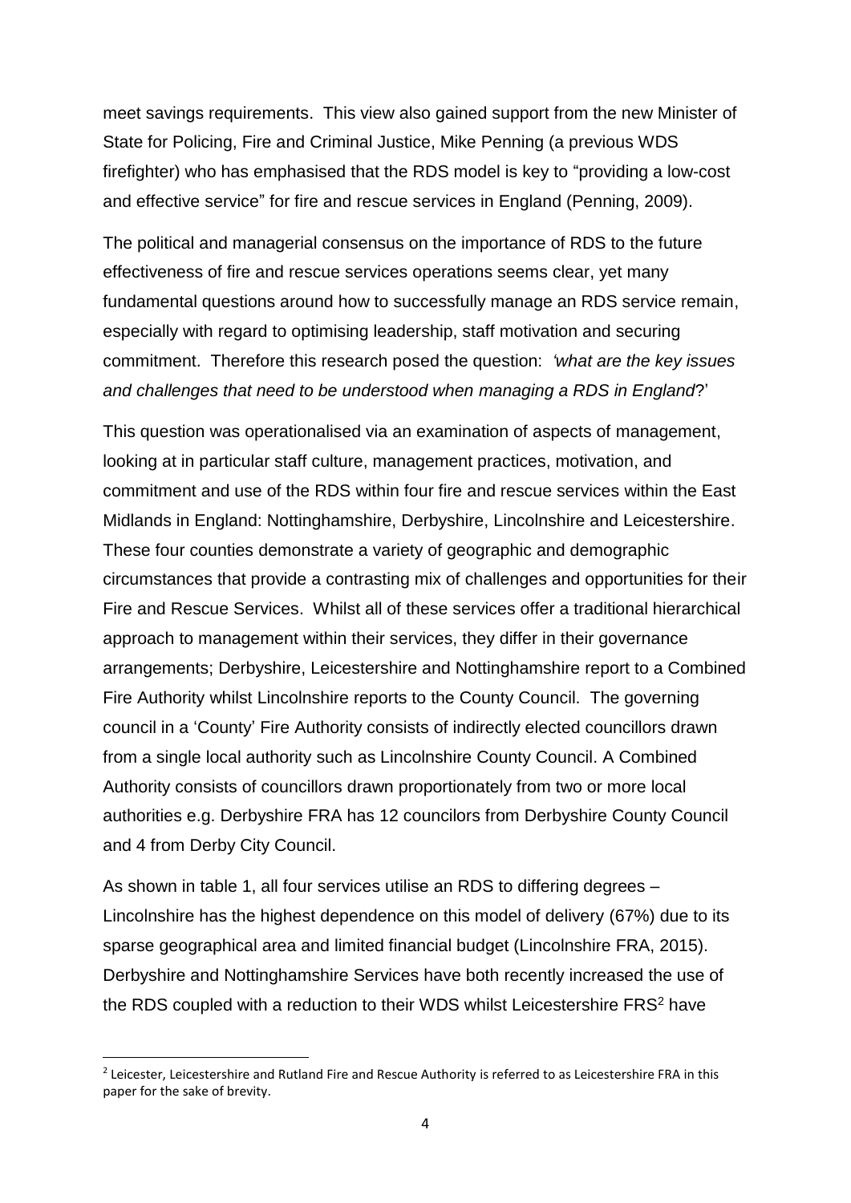meet savings requirements. This view also gained support from the new Minister of State for Policing, Fire and Criminal Justice, Mike Penning (a previous WDS firefighter) who has emphasised that the RDS model is key to "providing a low-cost and effective service" for fire and rescue services in England (Penning, 2009).

The political and managerial consensus on the importance of RDS to the future effectiveness of fire and rescue services operations seems clear, yet many fundamental questions around how to successfully manage an RDS service remain, especially with regard to optimising leadership, staff motivation and securing commitment. Therefore this research posed the question: *'what are the key issues and challenges that need to be understood when managing a RDS in England*?'

This question was operationalised via an examination of aspects of management, looking at in particular staff culture, management practices, motivation, and commitment and use of the RDS within four fire and rescue services within the East Midlands in England: Nottinghamshire, Derbyshire, Lincolnshire and Leicestershire. These four counties demonstrate a variety of geographic and demographic circumstances that provide a contrasting mix of challenges and opportunities for their Fire and Rescue Services. Whilst all of these services offer a traditional hierarchical approach to management within their services, they differ in their governance arrangements; Derbyshire, Leicestershire and Nottinghamshire report to a Combined Fire Authority whilst Lincolnshire reports to the County Council. The governing council in a 'County' Fire Authority consists of indirectly elected councillors drawn from a single local authority such as Lincolnshire County Council. A Combined Authority consists of councillors drawn proportionately from two or more local authorities e.g. Derbyshire FRA has 12 councilors from Derbyshire County Council and 4 from Derby City Council.

As shown in table 1, all four services utilise an RDS to differing degrees – Lincolnshire has the highest dependence on this model of delivery (67%) due to its sparse geographical area and limited financial budget (Lincolnshire FRA, 2015). Derbyshire and Nottinghamshire Services have both recently increased the use of the RDS coupled with a reduction to their WDS whilst Leicestershire FRS[2] have

[2] Leicester, Leicestershire and Rutland Fire and Rescue Authority is referred to as Leicestershire FRA in this paper for the sake of brevity.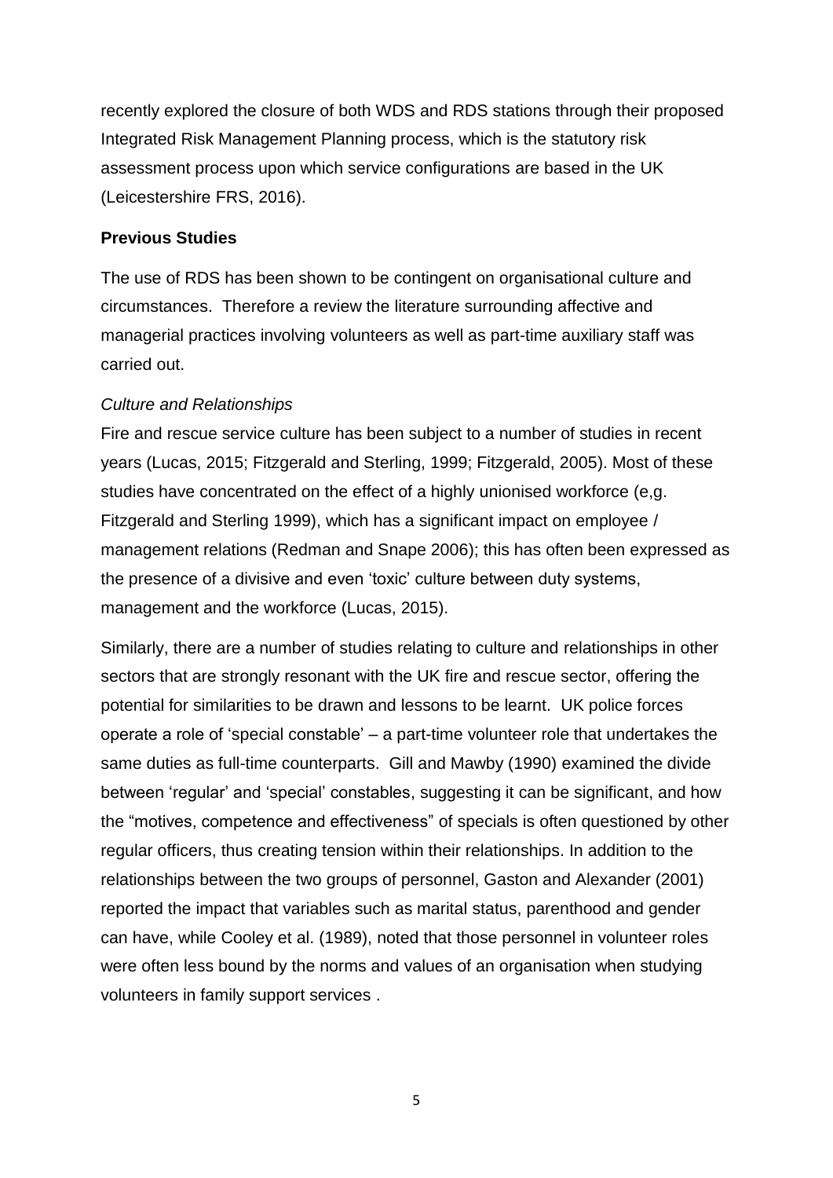recently explored the closure of both WDS and RDS stations through their proposed Integrated Risk Management Planning process, which is the statutory risk assessment process upon which service configurations are based in the UK (Leicestershire FRS, 2016).

**Previous Studies**

The use of RDS has been shown to be contingent on organisational culture and circumstances. Therefore a review the literature surrounding affective and managerial practices involving volunteers as well as part-time auxiliary staff was carried out.

*Culture and Relationships*

Fire and rescue service culture has been subject to a number of studies in recent years (Lucas, 2015; Fitzgerald and Sterling, 1999; Fitzgerald, 2005). Most of these studies have concentrated on the effect of a highly unionised workforce (e,g. Fitzgerald and Sterling 1999), which has a significant impact on employee / management relations (Redman and Snape 2006); this has often been expressed as the presence of a divisive and even 'toxic' culture between duty systems, management and the workforce (Lucas, 2015).

Similarly, there are a number of studies relating to culture and relationships in other sectors that are strongly resonant with the UK fire and rescue sector, offering the potential for similarities to be drawn and lessons to be learnt. UK police forces operate a role of 'special constable' – a part-time volunteer role that undertakes the same duties as full-time counterparts. Gill and Mawby (1990) examined the divide between 'regular' and 'special' constables, suggesting it can be significant, and how the "motives, competence and effectiveness" of specials is often questioned by other regular officers, thus creating tension within their relationships. In addition to the relationships between the two groups of personnel, Gaston and Alexander (2001) reported the impact that variables such as marital status, parenthood and gender can have, while Cooley et al. (1989), noted that those personnel in volunteer roles were often less bound by the norms and values of an organisation when studying volunteers in family support services .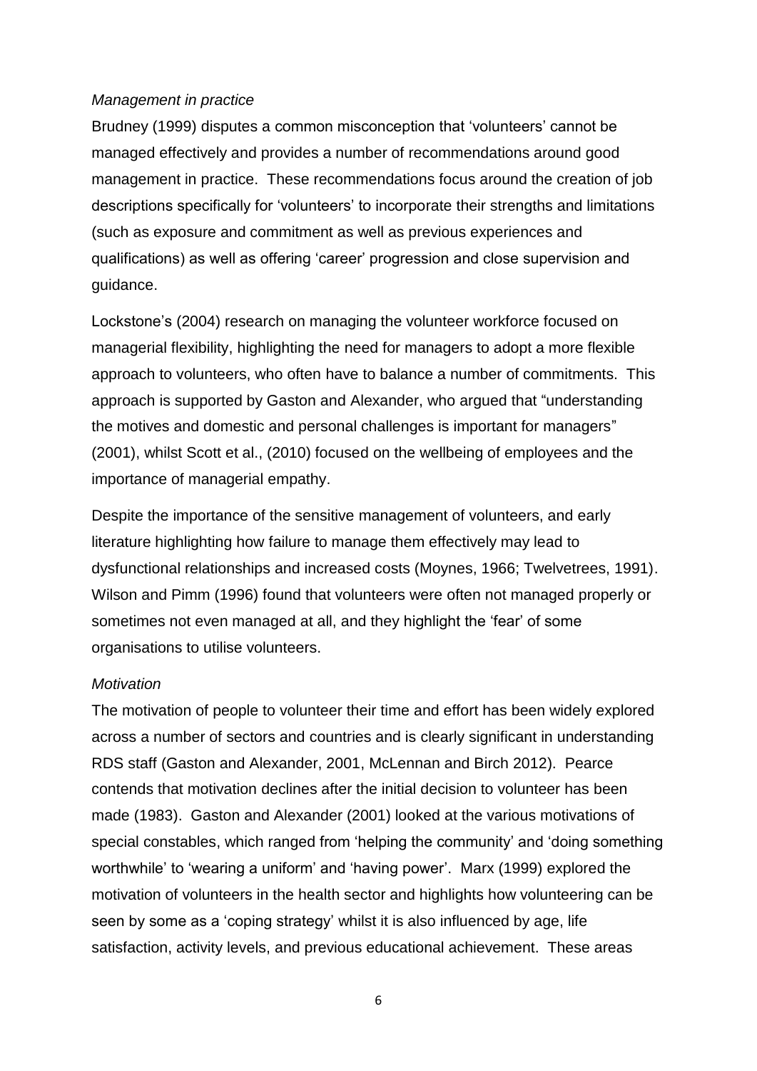*Management in practice*

Brudney (1999) disputes a common misconception that 'volunteers' cannot be managed effectively and provides a number of recommendations around good management in practice. These recommendations focus around the creation of job descriptions specifically for 'volunteers' to incorporate their strengths and limitations (such as exposure and commitment as well as previous experiences and qualifications) as well as offering 'career' progression and close supervision and guidance.

Lockstone's (2004) research on managing the volunteer workforce focused on managerial flexibility, highlighting the need for managers to adopt a more flexible approach to volunteers, who often have to balance a number of commitments. This approach is supported by Gaston and Alexander, who argued that "understanding the motives and domestic and personal challenges is important for managers" (2001), whilst Scott et al., (2010) focused on the wellbeing of employees and the importance of managerial empathy.

Despite the importance of the sensitive management of volunteers, and early literature highlighting how failure to manage them effectively may lead to dysfunctional relationships and increased costs (Moynes, 1966; Twelvetrees, 1991). Wilson and Pimm (1996) found that volunteers were often not managed properly or sometimes not even managed at all, and they highlight the 'fear' of some organisations to utilise volunteers.

*Motivation*

The motivation of people to volunteer their time and effort has been widely explored across a number of sectors and countries and is clearly significant in understanding RDS staff (Gaston and Alexander, 2001, McLennan and Birch 2012). Pearce contends that motivation declines after the initial decision to volunteer has been made (1983). Gaston and Alexander (2001) looked at the various motivations of special constables, which ranged from 'helping the community' and 'doing something worthwhile' to 'wearing a uniform' and 'having power'. Marx (1999) explored the motivation of volunteers in the health sector and highlights how volunteering can be seen by some as a 'coping strategy' whilst it is also influenced by age, life satisfaction, activity levels, and previous educational achievement. These areas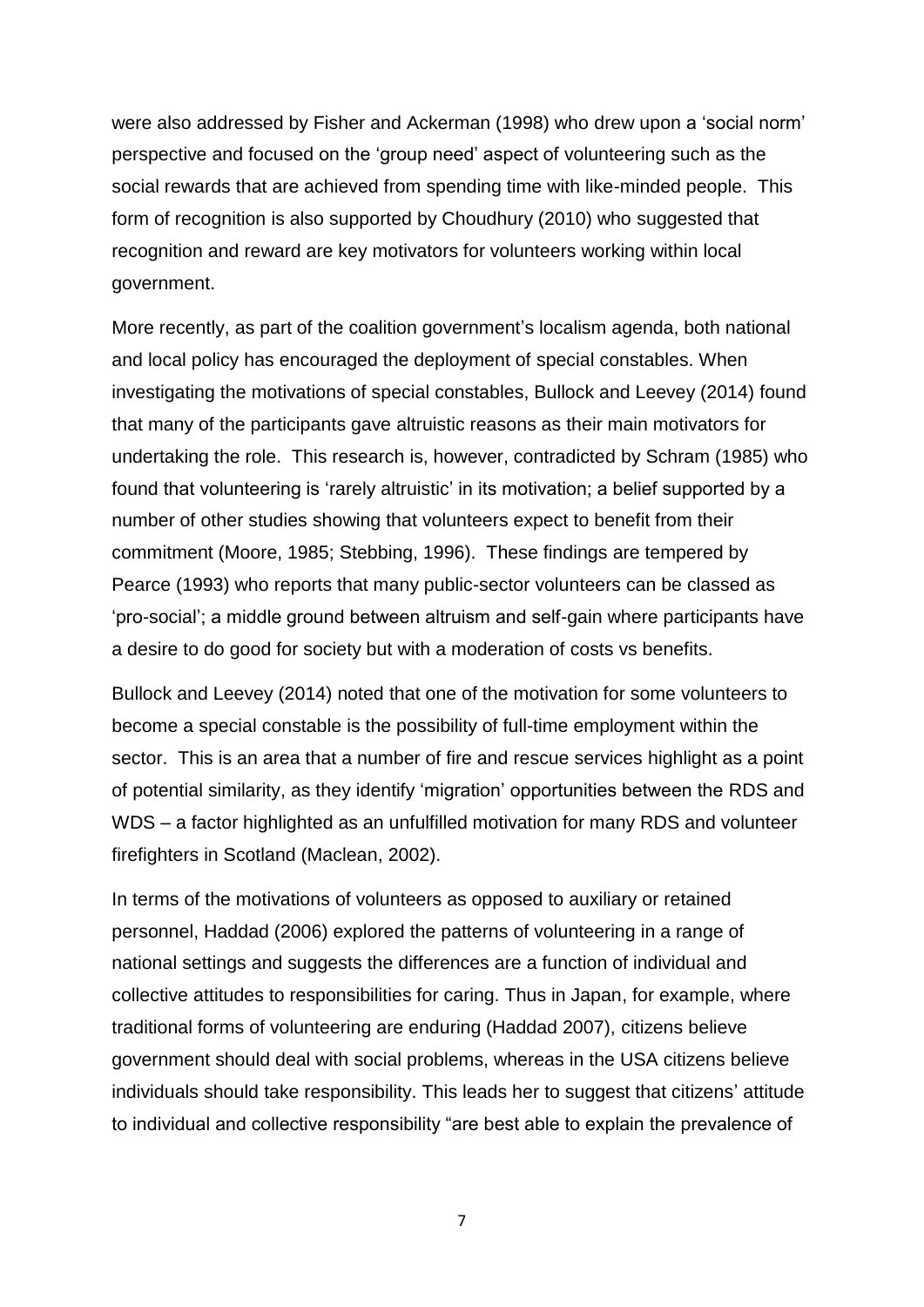were also addressed by Fisher and Ackerman (1998) who drew upon a 'social norm' perspective and focused on the 'group need' aspect of volunteering such as the social rewards that are achieved from spending time with like-minded people. This form of recognition is also supported by Choudhury (2010) who suggested that recognition and reward are key motivators for volunteers working within local government.

More recently, as part of the coalition government's localism agenda, both national and local policy has encouraged the deployment of special constables. When investigating the motivations of special constables, Bullock and Leevey (2014) found that many of the participants gave altruistic reasons as their main motivators for undertaking the role. This research is, however, contradicted by Schram (1985) who found that volunteering is 'rarely altruistic' in its motivation; a belief supported by a number of other studies showing that volunteers expect to benefit from their commitment (Moore, 1985; Stebbing, 1996). These findings are tempered by Pearce (1993) who reports that many public-sector volunteers can be classed as 'pro-social'; a middle ground between altruism and self-gain where participants have a desire to do good for society but with a moderation of costs vs benefits.

Bullock and Leevey (2014) noted that one of the motivation for some volunteers to become a special constable is the possibility of full-time employment within the sector. This is an area that a number of fire and rescue services highlight as a point of potential similarity, as they identify 'migration' opportunities between the RDS and WDS – a factor highlighted as an unfulfilled motivation for many RDS and volunteer firefighters in Scotland (Maclean, 2002).

In terms of the motivations of volunteers as opposed to auxiliary or retained personnel, Haddad (2006) explored the patterns of volunteering in a range of national settings and suggests the differences are a function of individual and collective attitudes to responsibilities for caring. Thus in Japan, for example, where traditional forms of volunteering are enduring (Haddad 2007), citizens believe government should deal with social problems, whereas in the USA citizens believe individuals should take responsibility. This leads her to suggest that citizens' attitude to individual and collective responsibility "are best able to explain the prevalence of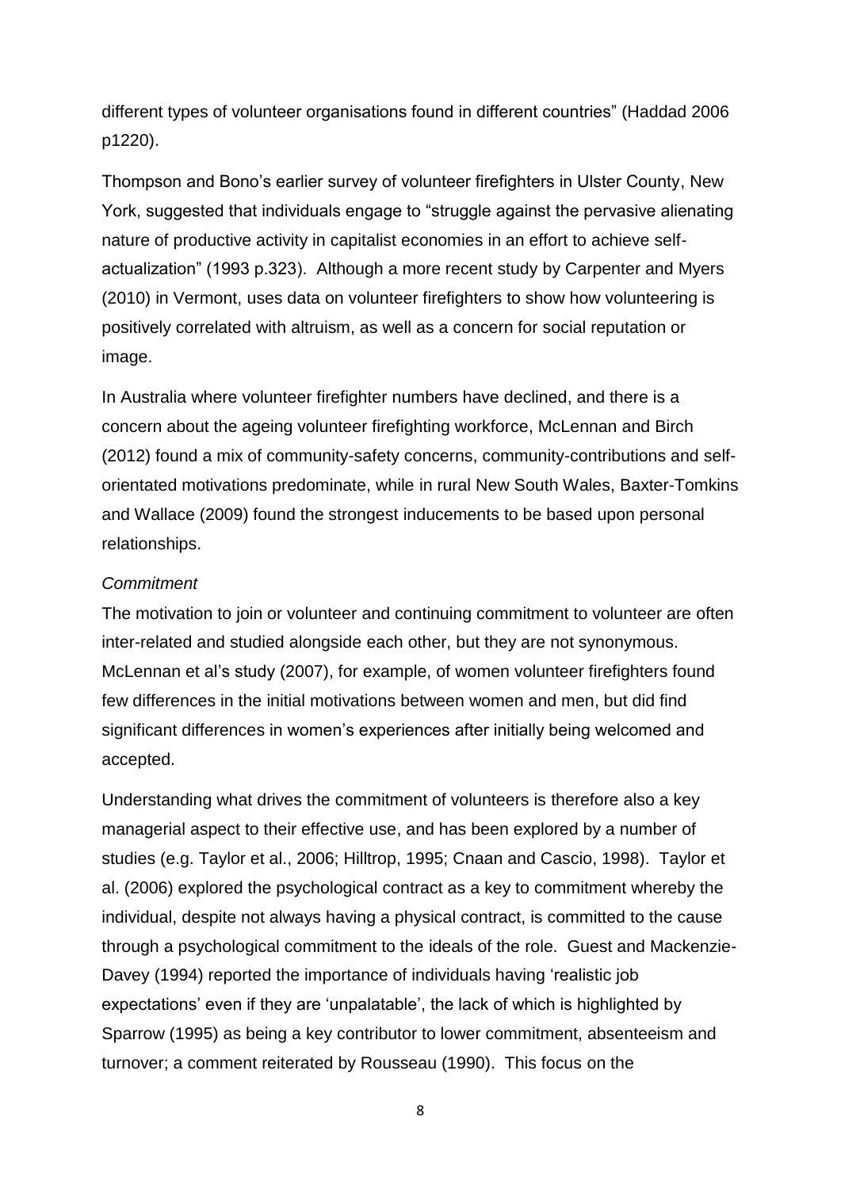different types of volunteer organisations found in different countries" (Haddad 2006 p1220).

Thompson and Bono's earlier survey of volunteer firefighters in Ulster County, New York, suggested that individuals engage to "struggle against the pervasive alienating nature of productive activity in capitalist economies in an effort to achieve self-actualization" (1993 p.323). Although a more recent study by Carpenter and Myers (2010) in Vermont, uses data on volunteer firefighters to show how volunteering is positively correlated with altruism, as well as a concern for social reputation or image.

In Australia where volunteer firefighter numbers have declined, and there is a concern about the ageing volunteer firefighting workforce, McLennan and Birch (2012) found a mix of community-safety concerns, community-contributions and self-orientated motivations predominate, while in rural New South Wales, Baxter-Tomkins and Wallace (2009) found the strongest inducements to be based upon personal relationships.

*Commitment*

The motivation to join or volunteer and continuing commitment to volunteer are often inter-related and studied alongside each other, but they are not synonymous. McLennan et al's study (2007), for example, of women volunteer firefighters found few differences in the initial motivations between women and men, but did find significant differences in women's experiences after initially being welcomed and accepted.

Understanding what drives the commitment of volunteers is therefore also a key managerial aspect to their effective use, and has been explored by a number of studies (e.g. Taylor et al., 2006; Hilltrop, 1995; Cnaan and Cascio, 1998). Taylor et al. (2006) explored the psychological contract as a key to commitment whereby the individual, despite not always having a physical contract, is committed to the cause through a psychological commitment to the ideals of the role. Guest and Mackenzie-Davey (1994) reported the importance of individuals having 'realistic job expectations' even if they are 'unpalatable', the lack of which is highlighted by Sparrow (1995) as being a key contributor to lower commitment, absenteeism and turnover; a comment reiterated by Rousseau (1990). This focus on the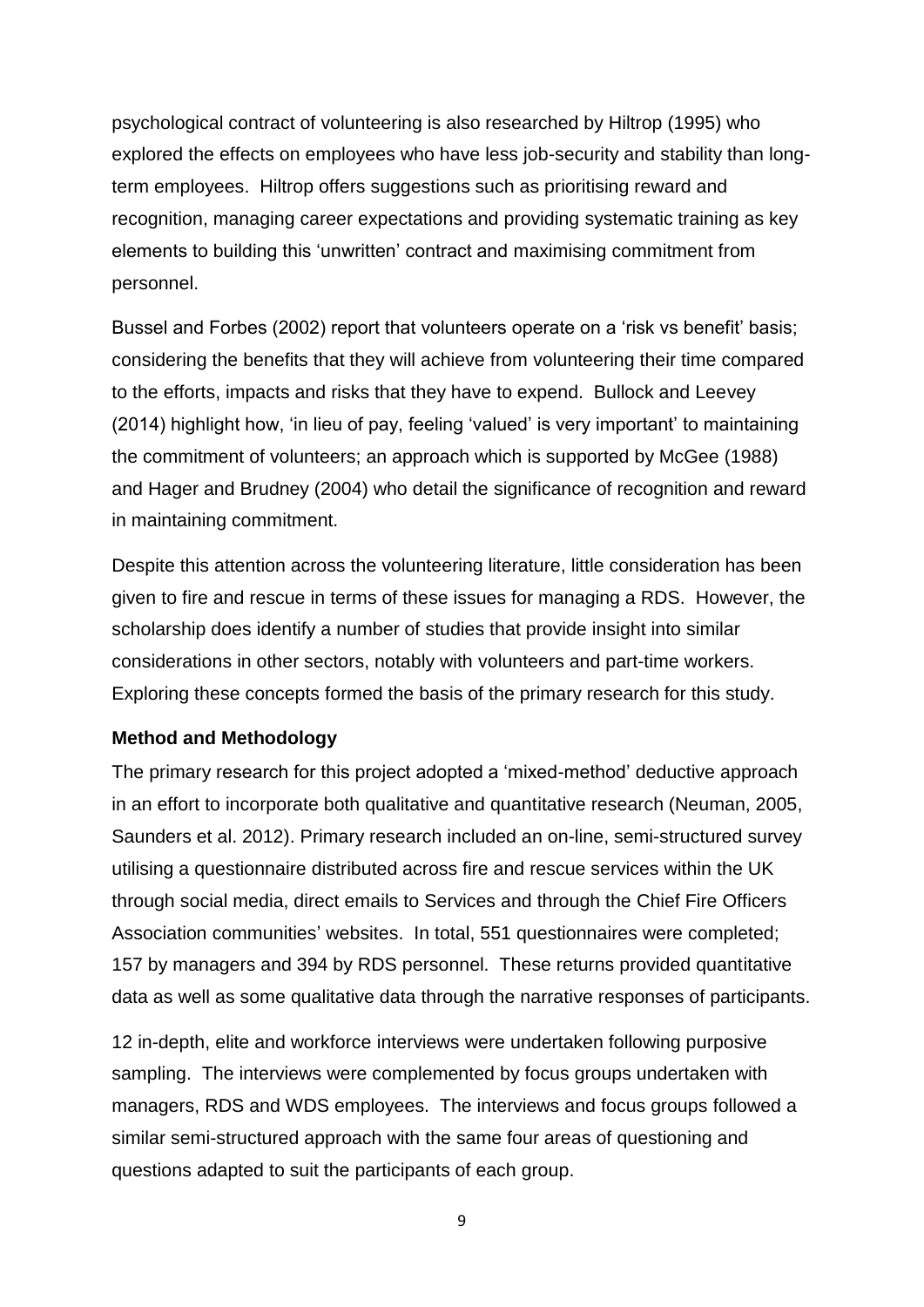psychological contract of volunteering is also researched by Hiltrop (1995) who explored the effects on employees who have less job-security and stability than long-term employees. Hiltrop offers suggestions such as prioritising reward and recognition, managing career expectations and providing systematic training as key elements to building this 'unwritten' contract and maximising commitment from personnel.

Bussel and Forbes (2002) report that volunteers operate on a 'risk vs benefit' basis; considering the benefits that they will achieve from volunteering their time compared to the efforts, impacts and risks that they have to expend. Bullock and Leevey (2014) highlight how, 'in lieu of pay, feeling 'valued' is very important' to maintaining the commitment of volunteers; an approach which is supported by McGee (1988) and Hager and Brudney (2004) who detail the significance of recognition and reward in maintaining commitment.

Despite this attention across the volunteering literature, little consideration has been given to fire and rescue in terms of these issues for managing a RDS. However, the scholarship does identify a number of studies that provide insight into similar considerations in other sectors, notably with volunteers and part-time workers. Exploring these concepts formed the basis of the primary research for this study.

**Method and Methodology**

The primary research for this project adopted a 'mixed-method' deductive approach in an effort to incorporate both qualitative and quantitative research (Neuman, 2005, Saunders et al. 2012). Primary research included an on-line, semi-structured survey utilising a questionnaire distributed across fire and rescue services within the UK through social media, direct emails to Services and through the Chief Fire Officers Association communities' websites. In total, 551 questionnaires were completed; 157 by managers and 394 by RDS personnel. These returns provided quantitative data as well as some qualitative data through the narrative responses of participants.

12 in-depth, elite and workforce interviews were undertaken following purposive sampling. The interviews were complemented by focus groups undertaken with managers, RDS and WDS employees. The interviews and focus groups followed a similar semi-structured approach with the same four areas of questioning and questions adapted to suit the participants of each group.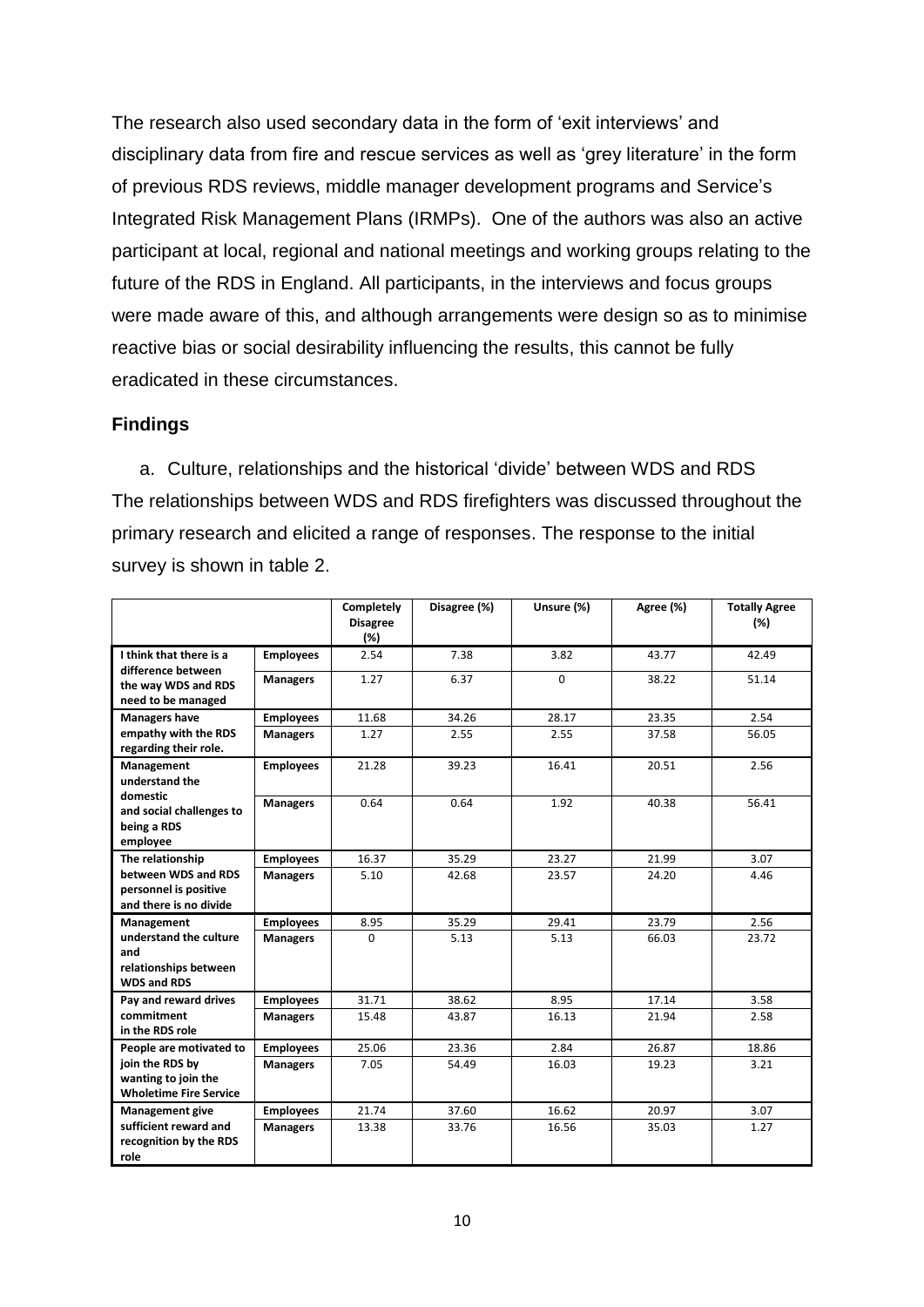The research also used secondary data in the form of 'exit interviews' and disciplinary data from fire and rescue services as well as 'grey literature' in the form of previous RDS reviews, middle manager development programs and Service's Integrated Risk Management Plans (IRMPs). One of the authors was also an active participant at local, regional and national meetings and working groups relating to the future of the RDS in England. All participants, in the interviews and focus groups were made aware of this, and although arrangements were design so as to minimise reactive bias or social desirability influencing the results, this cannot be fully eradicated in these circumstances.

## Findings

a. Culture, relationships and the historical 'divide' between WDS and RDS

The relationships between WDS and RDS firefighters was discussed throughout the primary research and elicited a range of responses. The response to the initial survey is shown in table 2.

| | | Completely Disagree (%) | Disagree (%) | Unsure (%) | Agree (%) | Totally Agree (%) |
|---|---|---|---|---|---|---|
| **I think that there is a difference between the way WDS and RDS need to be managed** | **Employees** | 2.54 | 7.38 | 3.82 | 43.77 | 42.49 |
| | **Managers** | 1.27 | 6.37 | 0 | 38.22 | 51.14 |
| **Managers have empathy with the RDS regarding their role.** | **Employees** | 11.68 | 34.26 | 28.17 | 23.35 | 2.54 |
| | **Managers** | 1.27 | 2.55 | 2.55 | 37.58 | 56.05 |
| **Management understand the domestic and social challenges to being a RDS employee** | **Employees** | 21.28 | 39.23 | 16.41 | 20.51 | 2.56 |
| | **Managers** | 0.64 | 0.64 | 1.92 | 40.38 | 56.41 |
| **The relationship between WDS and RDS personnel is positive and there is no divide** | **Employees** | 16.37 | 35.29 | 23.27 | 21.99 | 3.07 |
| | **Managers** | 5.10 | 42.68 | 23.57 | 24.20 | 4.46 |
| **Management understand the culture and relationships between WDS and RDS** | **Employees** | 8.95 | 35.29 | 29.41 | 23.79 | 2.56 |
| | **Managers** | 0 | 5.13 | 5.13 | 66.03 | 23.72 |
| **Pay and reward drives commitment in the RDS role** | **Employees** | 31.71 | 38.62 | 8.95 | 17.14 | 3.58 |
| | **Managers** | 15.48 | 43.87 | 16.13 | 21.94 | 2.58 |
| **People are motivated to join the RDS by wanting to join the Wholetime Fire Service** | **Employees** | 25.06 | 23.36 | 2.84 | 26.87 | 18.86 |
| | **Managers** | 7.05 | 54.49 | 16.03 | 19.23 | 3.21 |
| **Management give sufficient reward and recognition by the RDS role** | **Employees** | 21.74 | 37.60 | 16.62 | 20.97 | 3.07 |
| | **Managers** | 13.38 | 33.76 | 16.56 | 35.03 | 1.27 |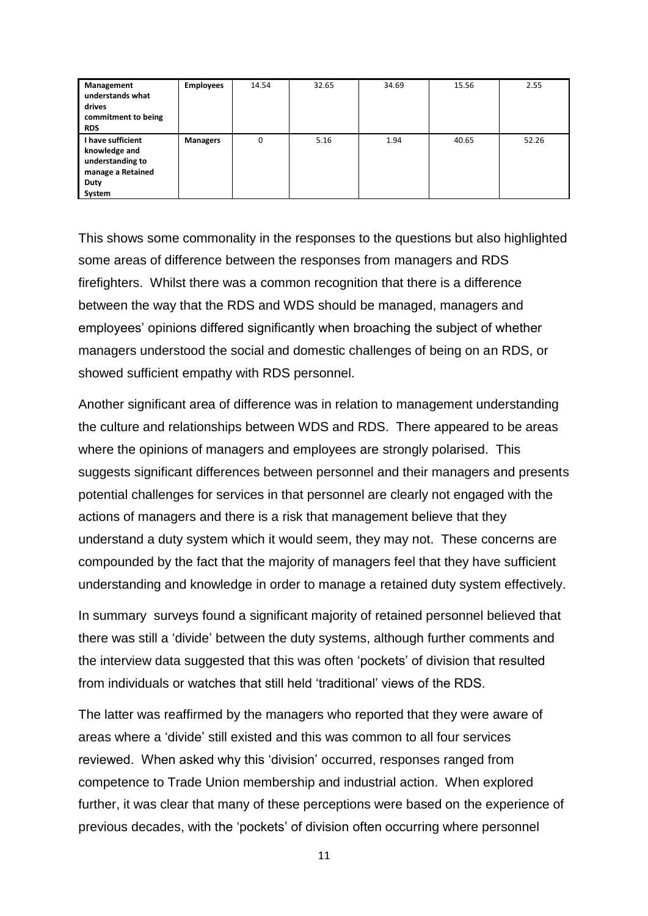| | | | | | | |
|---|---|---|---|---|---|---|
| **Management understands what drives commitment to being RDS** | **Employees** | 14.54 | 32.65 | 34.69 | 15.56 | 2.55 |
| **I have sufficient knowledge and understanding to manage a Retained Duty System** | **Managers** | 0 | 5.16 | 1.94 | 40.65 | 52.26 |

This shows some commonality in the responses to the questions but also highlighted some areas of difference between the responses from managers and RDS firefighters. Whilst there was a common recognition that there is a difference between the way that the RDS and WDS should be managed, managers and employees' opinions differed significantly when broaching the subject of whether managers understood the social and domestic challenges of being on an RDS, or showed sufficient empathy with RDS personnel.

Another significant area of difference was in relation to management understanding the culture and relationships between WDS and RDS. There appeared to be areas where the opinions of managers and employees are strongly polarised. This suggests significant differences between personnel and their managers and presents potential challenges for services in that personnel are clearly not engaged with the actions of managers and there is a risk that management believe that they understand a duty system which it would seem, they may not. These concerns are compounded by the fact that the majority of managers feel that they have sufficient understanding and knowledge in order to manage a retained duty system effectively.

In summary surveys found a significant majority of retained personnel believed that there was still a 'divide' between the duty systems, although further comments and the interview data suggested that this was often 'pockets' of division that resulted from individuals or watches that still held 'traditional' views of the RDS.

The latter was reaffirmed by the managers who reported that they were aware of areas where a 'divide' still existed and this was common to all four services reviewed. When asked why this 'division' occurred, responses ranged from competence to Trade Union membership and industrial action. When explored further, it was clear that many of these perceptions were based on the experience of previous decades, with the 'pockets' of division often occurring where personnel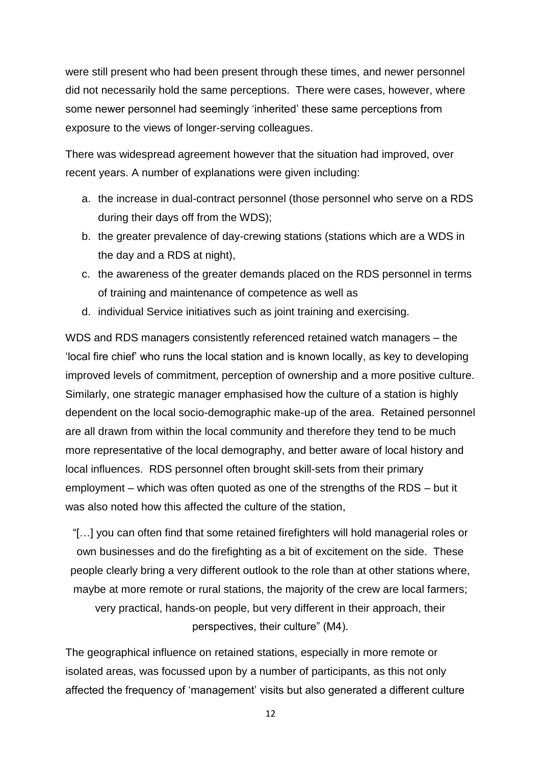were still present who had been present through these times, and newer personnel did not necessarily hold the same perceptions. There were cases, however, where some newer personnel had seemingly 'inherited' these same perceptions from exposure to the views of longer-serving colleagues.

There was widespread agreement however that the situation had improved, over recent years. A number of explanations were given including:

a. the increase in dual-contract personnel (those personnel who serve on a RDS during their days off from the WDS);
b. the greater prevalence of day-crewing stations (stations which are a WDS in the day and a RDS at night),
c. the awareness of the greater demands placed on the RDS personnel in terms of training and maintenance of competence as well as
d. individual Service initiatives such as joint training and exercising.

WDS and RDS managers consistently referenced retained watch managers – the 'local fire chief' who runs the local station and is known locally, as key to developing improved levels of commitment, perception of ownership and a more positive culture. Similarly, one strategic manager emphasised how the culture of a station is highly dependent on the local socio-demographic make-up of the area. Retained personnel are all drawn from within the local community and therefore they tend to be much more representative of the local demography, and better aware of local history and local influences. RDS personnel often brought skill-sets from their primary employment – which was often quoted as one of the strengths of the RDS – but it was also noted how this affected the culture of the station,

> "[…] you can often find that some retained firefighters will hold managerial roles or own businesses and do the firefighting as a bit of excitement on the side. These people clearly bring a very different outlook to the role than at other stations where, maybe at more remote or rural stations, the majority of the crew are local farmers; very practical, hands-on people, but very different in their approach, their perspectives, their culture" (M4).

The geographical influence on retained stations, especially in more remote or isolated areas, was focussed upon by a number of participants, as this not only affected the frequency of 'management' visits but also generated a different culture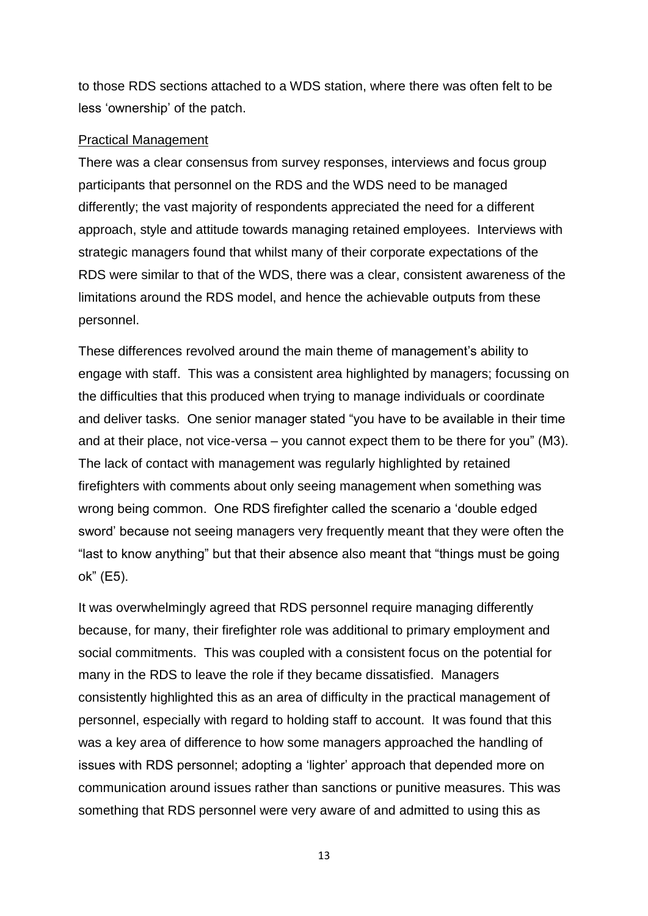to those RDS sections attached to a WDS station, where there was often felt to be less 'ownership' of the patch.

<u>Practical Management</u>

There was a clear consensus from survey responses, interviews and focus group participants that personnel on the RDS and the WDS need to be managed differently; the vast majority of respondents appreciated the need for a different approach, style and attitude towards managing retained employees. Interviews with strategic managers found that whilst many of their corporate expectations of the RDS were similar to that of the WDS, there was a clear, consistent awareness of the limitations around the RDS model, and hence the achievable outputs from these personnel.

These differences revolved around the main theme of management's ability to engage with staff. This was a consistent area highlighted by managers; focussing on the difficulties that this produced when trying to manage individuals or coordinate and deliver tasks. One senior manager stated "you have to be available in their time and at their place, not vice-versa – you cannot expect them to be there for you" (M3). The lack of contact with management was regularly highlighted by retained firefighters with comments about only seeing management when something was wrong being common. One RDS firefighter called the scenario a 'double edged sword' because not seeing managers very frequently meant that they were often the "last to know anything" but that their absence also meant that "things must be going ok" (E5).

It was overwhelmingly agreed that RDS personnel require managing differently because, for many, their firefighter role was additional to primary employment and social commitments. This was coupled with a consistent focus on the potential for many in the RDS to leave the role if they became dissatisfied. Managers consistently highlighted this as an area of difficulty in the practical management of personnel, especially with regard to holding staff to account. It was found that this was a key area of difference to how some managers approached the handling of issues with RDS personnel; adopting a 'lighter' approach that depended more on communication around issues rather than sanctions or punitive measures. This was something that RDS personnel were very aware of and admitted to using this as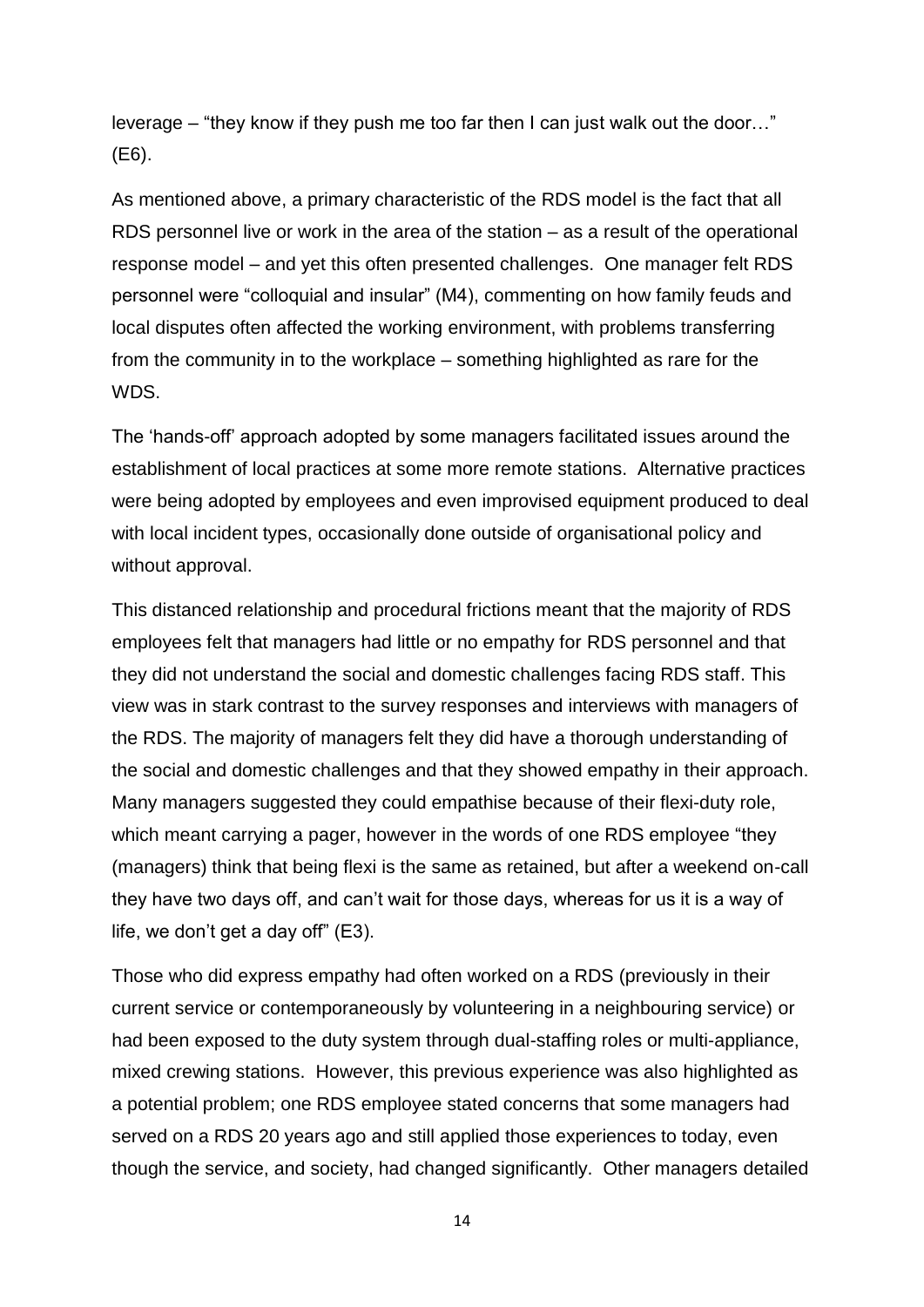leverage – "they know if they push me too far then I can just walk out the door…" (E6).

As mentioned above, a primary characteristic of the RDS model is the fact that all RDS personnel live or work in the area of the station – as a result of the operational response model – and yet this often presented challenges. One manager felt RDS personnel were "colloquial and insular" (M4), commenting on how family feuds and local disputes often affected the working environment, with problems transferring from the community in to the workplace – something highlighted as rare for the WDS.

The 'hands-off' approach adopted by some managers facilitated issues around the establishment of local practices at some more remote stations. Alternative practices were being adopted by employees and even improvised equipment produced to deal with local incident types, occasionally done outside of organisational policy and without approval.

This distanced relationship and procedural frictions meant that the majority of RDS employees felt that managers had little or no empathy for RDS personnel and that they did not understand the social and domestic challenges facing RDS staff. This view was in stark contrast to the survey responses and interviews with managers of the RDS. The majority of managers felt they did have a thorough understanding of the social and domestic challenges and that they showed empathy in their approach. Many managers suggested they could empathise because of their flexi-duty role, which meant carrying a pager, however in the words of one RDS employee "they (managers) think that being flexi is the same as retained, but after a weekend on-call they have two days off, and can't wait for those days, whereas for us it is a way of life, we don't get a day off" (E3).

Those who did express empathy had often worked on a RDS (previously in their current service or contemporaneously by volunteering in a neighbouring service) or had been exposed to the duty system through dual-staffing roles or multi-appliance, mixed crewing stations. However, this previous experience was also highlighted as a potential problem; one RDS employee stated concerns that some managers had served on a RDS 20 years ago and still applied those experiences to today, even though the service, and society, had changed significantly. Other managers detailed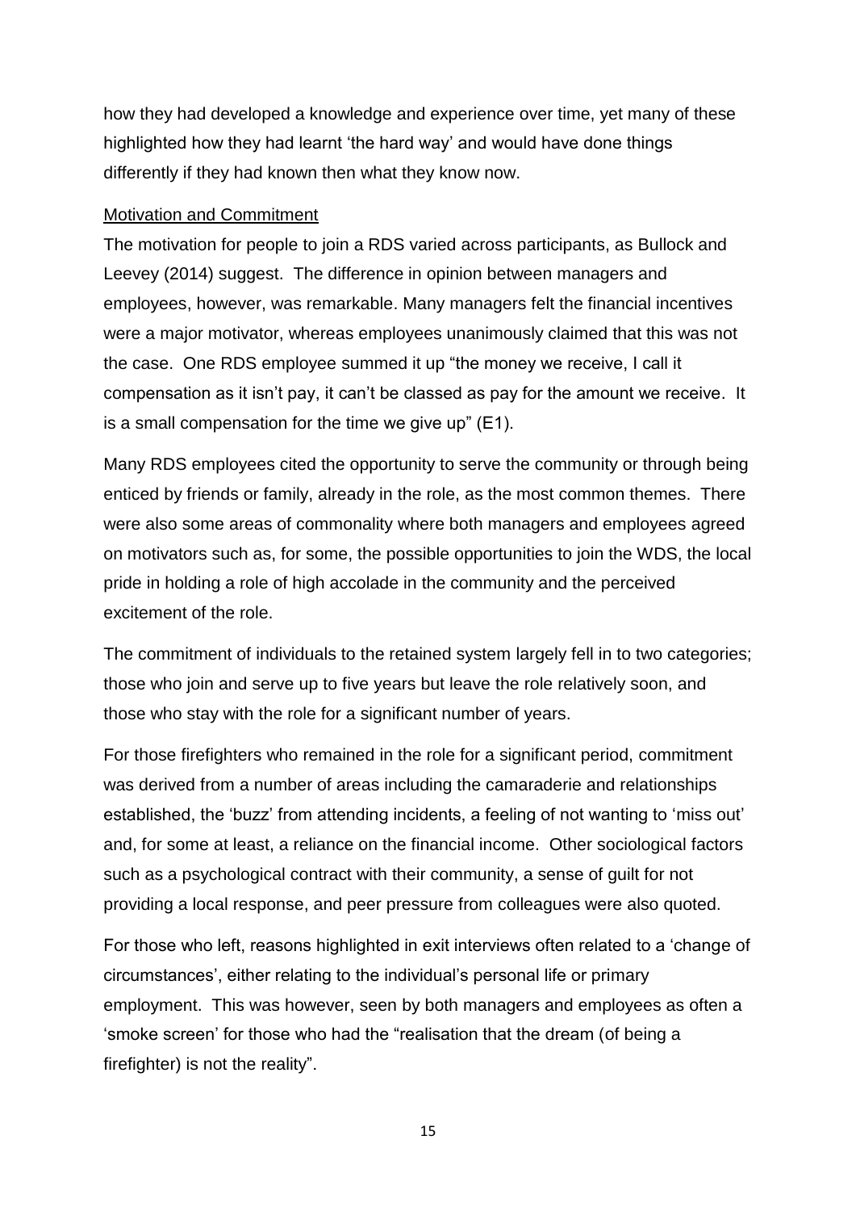how they had developed a knowledge and experience over time, yet many of these highlighted how they had learnt 'the hard way' and would have done things differently if they had known then what they know now.

<u>Motivation and Commitment</u>

The motivation for people to join a RDS varied across participants, as Bullock and Leevey (2014) suggest. The difference in opinion between managers and employees, however, was remarkable. Many managers felt the financial incentives were a major motivator, whereas employees unanimously claimed that this was not the case. One RDS employee summed it up "the money we receive, I call it compensation as it isn't pay, it can't be classed as pay for the amount we receive. It is a small compensation for the time we give up" (E1).

Many RDS employees cited the opportunity to serve the community or through being enticed by friends or family, already in the role, as the most common themes. There were also some areas of commonality where both managers and employees agreed on motivators such as, for some, the possible opportunities to join the WDS, the local pride in holding a role of high accolade in the community and the perceived excitement of the role.

The commitment of individuals to the retained system largely fell in to two categories; those who join and serve up to five years but leave the role relatively soon, and those who stay with the role for a significant number of years.

For those firefighters who remained in the role for a significant period, commitment was derived from a number of areas including the camaraderie and relationships established, the 'buzz' from attending incidents, a feeling of not wanting to 'miss out' and, for some at least, a reliance on the financial income. Other sociological factors such as a psychological contract with their community, a sense of guilt for not providing a local response, and peer pressure from colleagues were also quoted.

For those who left, reasons highlighted in exit interviews often related to a 'change of circumstances', either relating to the individual's personal life or primary employment. This was however, seen by both managers and employees as often a 'smoke screen' for those who had the "realisation that the dream (of being a firefighter) is not the reality".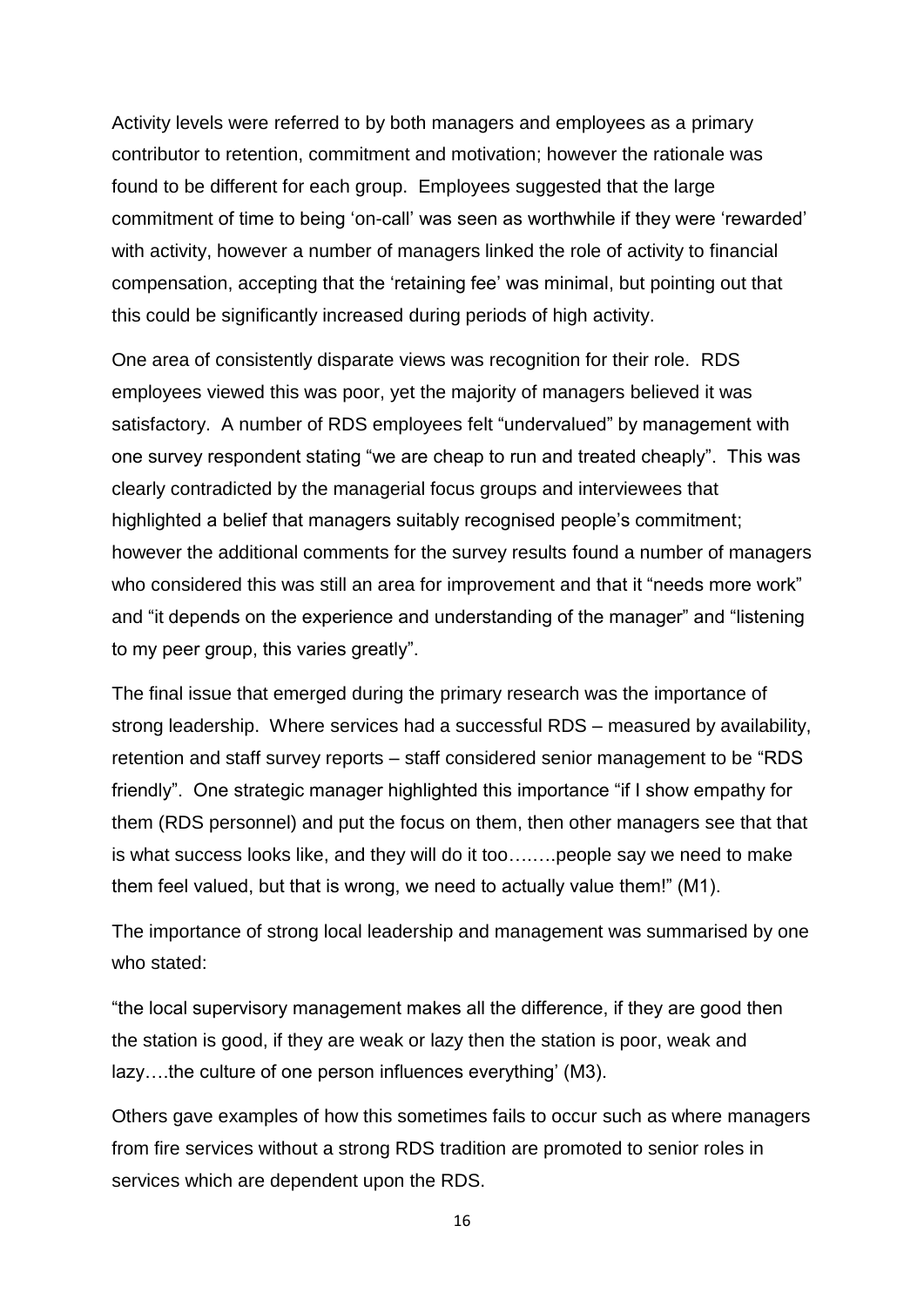Activity levels were referred to by both managers and employees as a primary contributor to retention, commitment and motivation; however the rationale was found to be different for each group. Employees suggested that the large commitment of time to being 'on-call' was seen as worthwhile if they were 'rewarded' with activity, however a number of managers linked the role of activity to financial compensation, accepting that the 'retaining fee' was minimal, but pointing out that this could be significantly increased during periods of high activity.

One area of consistently disparate views was recognition for their role. RDS employees viewed this was poor, yet the majority of managers believed it was satisfactory. A number of RDS employees felt "undervalued" by management with one survey respondent stating "we are cheap to run and treated cheaply". This was clearly contradicted by the managerial focus groups and interviewees that highlighted a belief that managers suitably recognised people's commitment; however the additional comments for the survey results found a number of managers who considered this was still an area for improvement and that it "needs more work" and "it depends on the experience and understanding of the manager" and "listening to my peer group, this varies greatly".

The final issue that emerged during the primary research was the importance of strong leadership. Where services had a successful RDS – measured by availability, retention and staff survey reports – staff considered senior management to be "RDS friendly". One strategic manager highlighted this importance "if I show empathy for them (RDS personnel) and put the focus on them, then other managers see that that is what success looks like, and they will do it too……..people say we need to make them feel valued, but that is wrong, we need to actually value them!" (M1).

The importance of strong local leadership and management was summarised by one who stated:

"the local supervisory management makes all the difference, if they are good then the station is good, if they are weak or lazy then the station is poor, weak and lazy….the culture of one person influences everything' (M3).

Others gave examples of how this sometimes fails to occur such as where managers from fire services without a strong RDS tradition are promoted to senior roles in services which are dependent upon the RDS.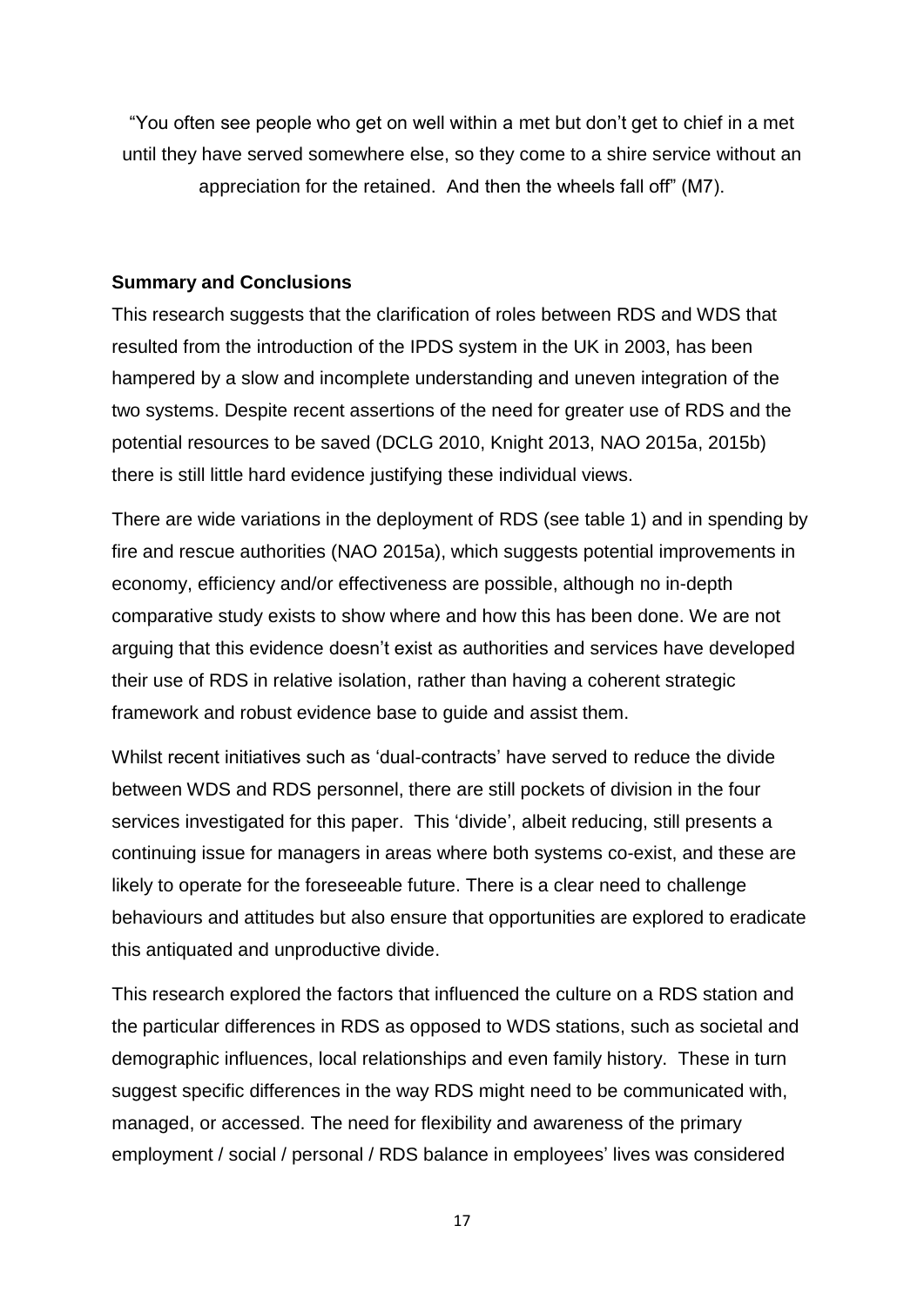"You often see people who get on well within a met but don't get to chief in a met until they have served somewhere else, so they come to a shire service without an appreciation for the retained. And then the wheels fall off" (M7).

**Summary and Conclusions**

This research suggests that the clarification of roles between RDS and WDS that resulted from the introduction of the IPDS system in the UK in 2003, has been hampered by a slow and incomplete understanding and uneven integration of the two systems. Despite recent assertions of the need for greater use of RDS and the potential resources to be saved (DCLG 2010, Knight 2013, NAO 2015a, 2015b) there is still little hard evidence justifying these individual views.

There are wide variations in the deployment of RDS (see table 1) and in spending by fire and rescue authorities (NAO 2015a), which suggests potential improvements in economy, efficiency and/or effectiveness are possible, although no in-depth comparative study exists to show where and how this has been done. We are not arguing that this evidence doesn't exist as authorities and services have developed their use of RDS in relative isolation, rather than having a coherent strategic framework and robust evidence base to guide and assist them.

Whilst recent initiatives such as 'dual-contracts' have served to reduce the divide between WDS and RDS personnel, there are still pockets of division in the four services investigated for this paper. This 'divide', albeit reducing, still presents a continuing issue for managers in areas where both systems co-exist, and these are likely to operate for the foreseeable future. There is a clear need to challenge behaviours and attitudes but also ensure that opportunities are explored to eradicate this antiquated and unproductive divide.

This research explored the factors that influenced the culture on a RDS station and the particular differences in RDS as opposed to WDS stations, such as societal and demographic influences, local relationships and even family history. These in turn suggest specific differences in the way RDS might need to be communicated with, managed, or accessed. The need for flexibility and awareness of the primary employment / social / personal / RDS balance in employees' lives was considered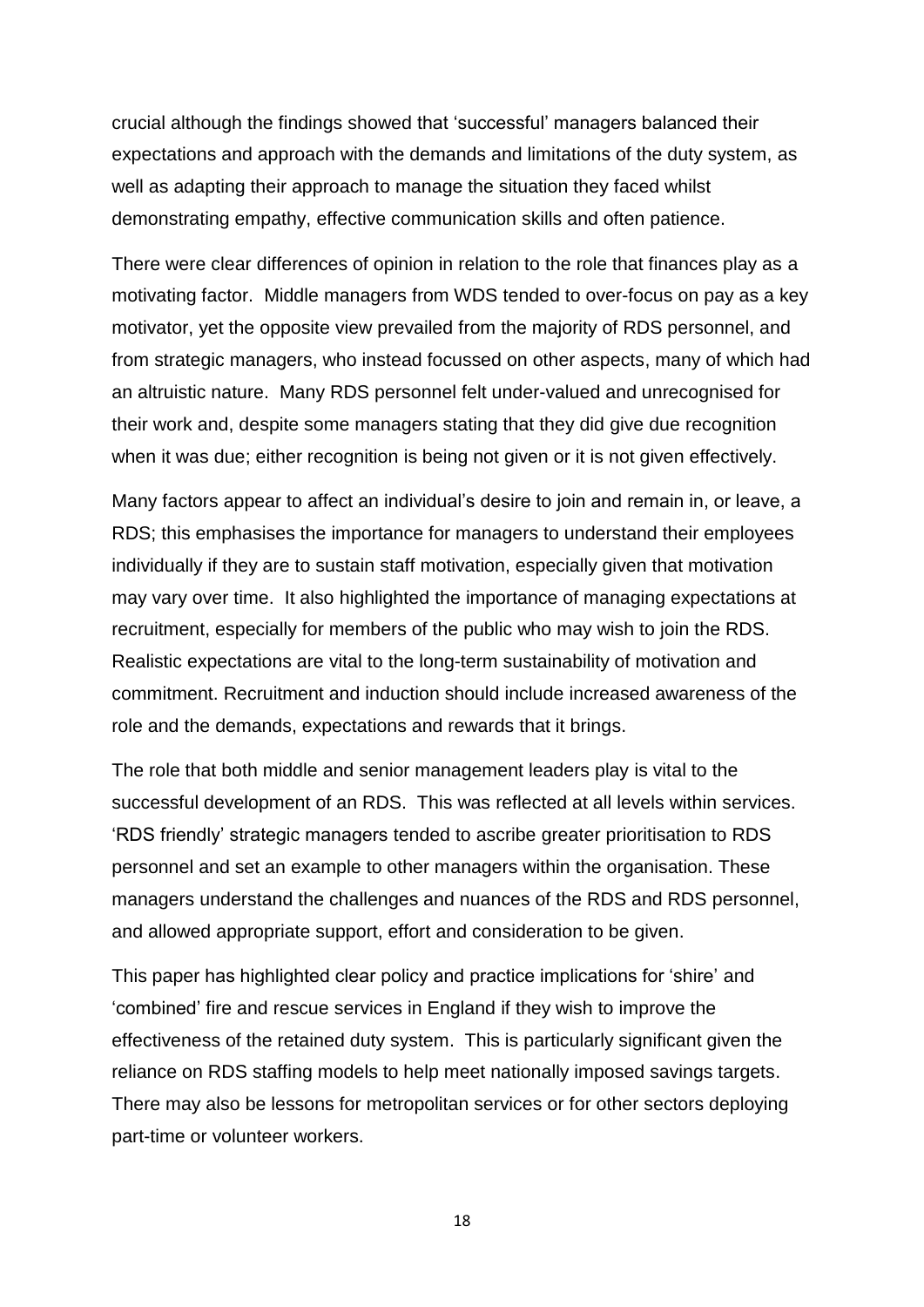crucial although the findings showed that 'successful' managers balanced their expectations and approach with the demands and limitations of the duty system, as well as adapting their approach to manage the situation they faced whilst demonstrating empathy, effective communication skills and often patience.

There were clear differences of opinion in relation to the role that finances play as a motivating factor. Middle managers from WDS tended to over-focus on pay as a key motivator, yet the opposite view prevailed from the majority of RDS personnel, and from strategic managers, who instead focussed on other aspects, many of which had an altruistic nature. Many RDS personnel felt under-valued and unrecognised for their work and, despite some managers stating that they did give due recognition when it was due; either recognition is being not given or it is not given effectively.

Many factors appear to affect an individual's desire to join and remain in, or leave, a RDS; this emphasises the importance for managers to understand their employees individually if they are to sustain staff motivation, especially given that motivation may vary over time. It also highlighted the importance of managing expectations at recruitment, especially for members of the public who may wish to join the RDS. Realistic expectations are vital to the long-term sustainability of motivation and commitment. Recruitment and induction should include increased awareness of the role and the demands, expectations and rewards that it brings.

The role that both middle and senior management leaders play is vital to the successful development of an RDS. This was reflected at all levels within services. 'RDS friendly' strategic managers tended to ascribe greater prioritisation to RDS personnel and set an example to other managers within the organisation. These managers understand the challenges and nuances of the RDS and RDS personnel, and allowed appropriate support, effort and consideration to be given.

This paper has highlighted clear policy and practice implications for 'shire' and 'combined' fire and rescue services in England if they wish to improve the effectiveness of the retained duty system. This is particularly significant given the reliance on RDS staffing models to help meet nationally imposed savings targets. There may also be lessons for metropolitan services or for other sectors deploying part-time or volunteer workers.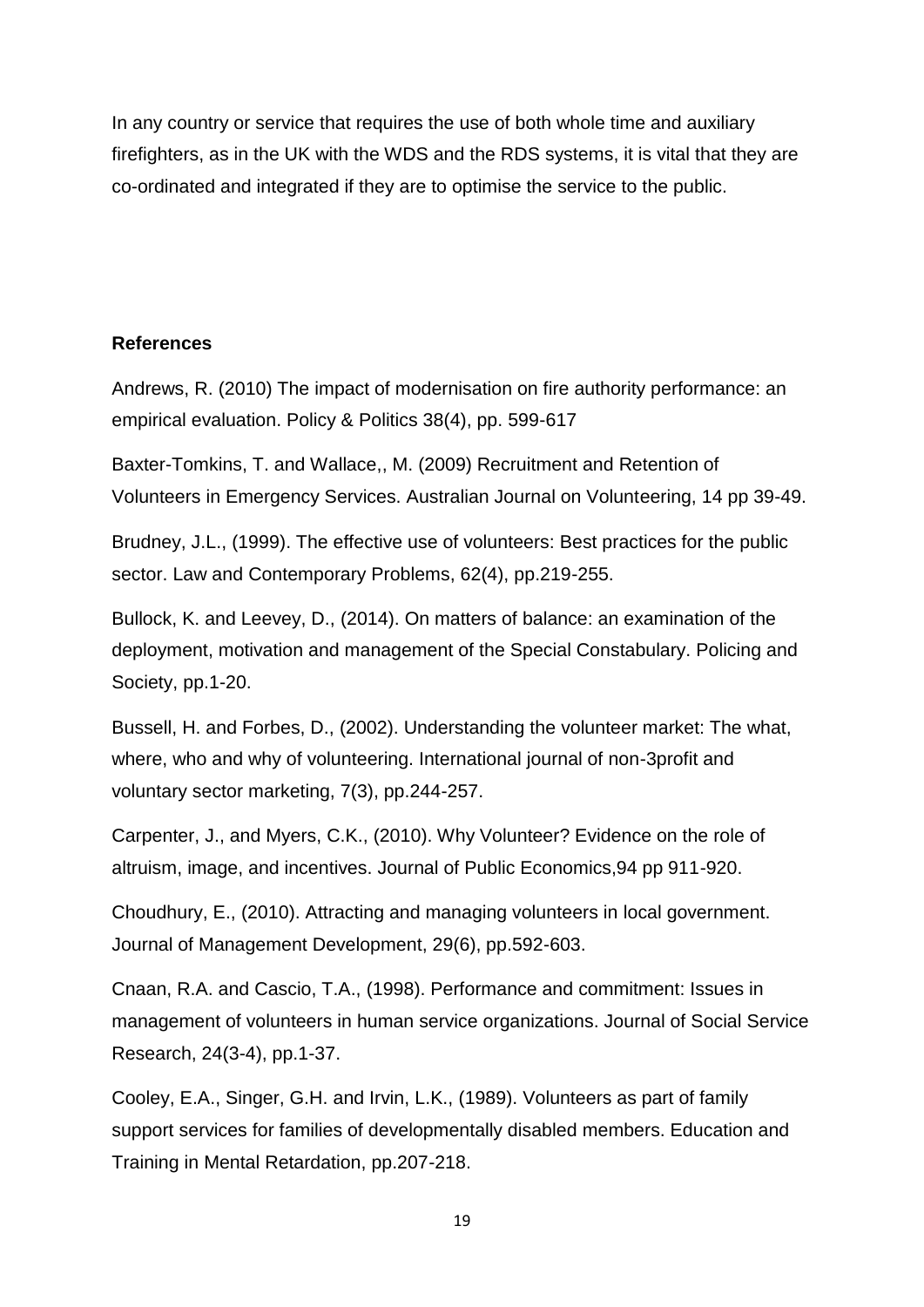In any country or service that requires the use of both whole time and auxiliary firefighters, as in the UK with the WDS and the RDS systems, it is vital that they are co-ordinated and integrated if they are to optimise the service to the public.

**References**

Andrews, R. (2010) The impact of modernisation on fire authority performance: an empirical evaluation. Policy & Politics 38(4), pp. 599-617

Baxter-Tomkins, T. and Wallace,, M. (2009) Recruitment and Retention of Volunteers in Emergency Services. Australian Journal on Volunteering, 14 pp 39-49.

Brudney, J.L., (1999). The effective use of volunteers: Best practices for the public sector. Law and Contemporary Problems, 62(4), pp.219-255.

Bullock, K. and Leevey, D., (2014). On matters of balance: an examination of the deployment, motivation and management of the Special Constabulary. Policing and Society, pp.1-20.

Bussell, H. and Forbes, D., (2002). Understanding the volunteer market: The what, where, who and why of volunteering. International journal of non-3profit and voluntary sector marketing, 7(3), pp.244-257.

Carpenter, J., and Myers, C.K., (2010). Why Volunteer? Evidence on the role of altruism, image, and incentives. Journal of Public Economics,94 pp 911-920.

Choudhury, E., (2010). Attracting and managing volunteers in local government. Journal of Management Development, 29(6), pp.592-603.

Cnaan, R.A. and Cascio, T.A., (1998). Performance and commitment: Issues in management of volunteers in human service organizations. Journal of Social Service Research, 24(3-4), pp.1-37.

Cooley, E.A., Singer, G.H. and Irvin, L.K., (1989). Volunteers as part of family support services for families of developmentally disabled members. Education and Training in Mental Retardation, pp.207-218.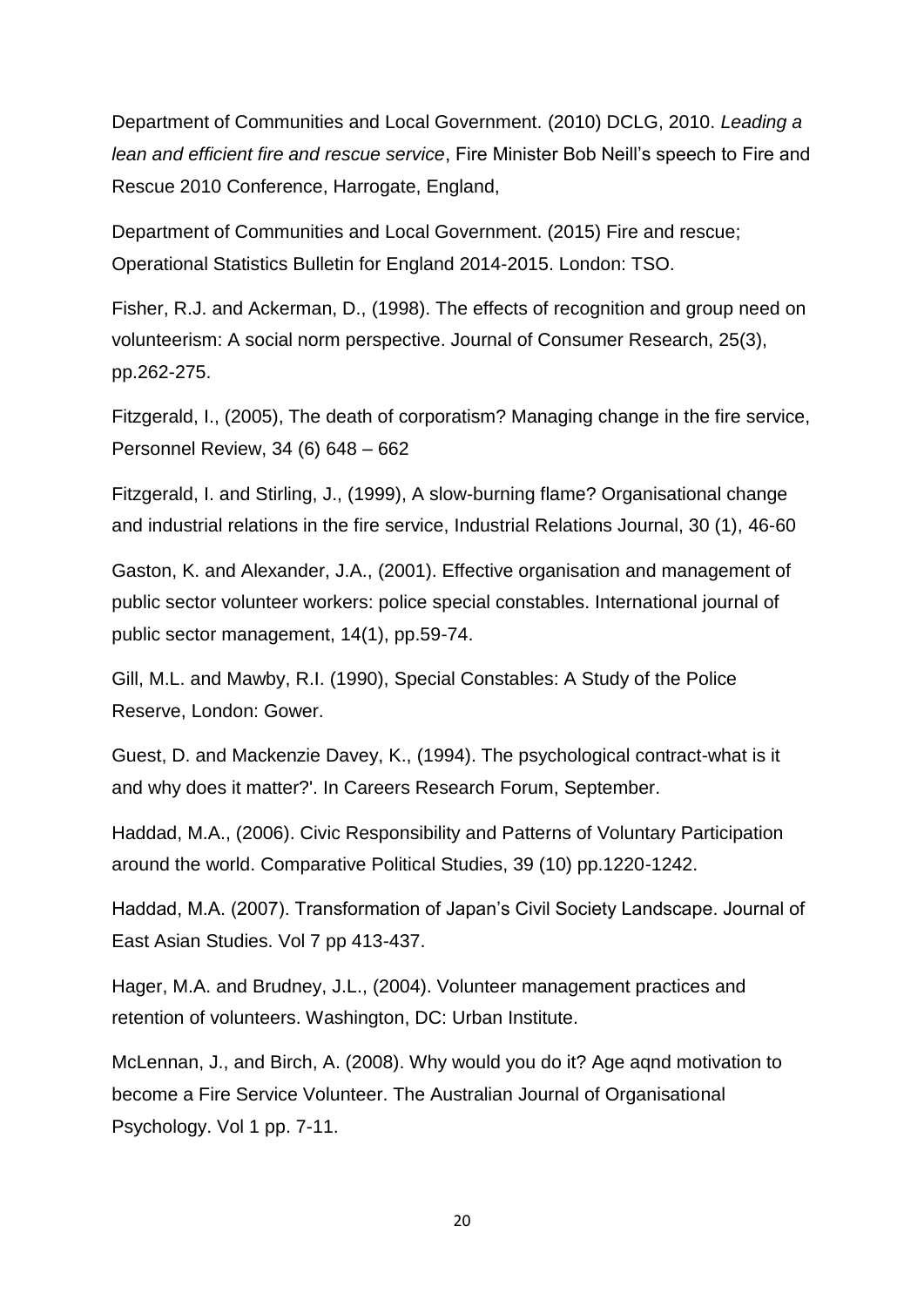Department of Communities and Local Government. (2010) DCLG, 2010. *Leading a lean and efficient fire and rescue service*, Fire Minister Bob Neill's speech to Fire and Rescue 2010 Conference, Harrogate, England,

Department of Communities and Local Government. (2015) Fire and rescue; Operational Statistics Bulletin for England 2014-2015. London: TSO.

Fisher, R.J. and Ackerman, D., (1998). The effects of recognition and group need on volunteerism: A social norm perspective. Journal of Consumer Research, 25(3), pp.262-275.

Fitzgerald, I., (2005), The death of corporatism? Managing change in the fire service, Personnel Review, 34 (6) 648 – 662

Fitzgerald, I. and Stirling, J., (1999), A slow-burning flame? Organisational change and industrial relations in the fire service, Industrial Relations Journal, 30 (1), 46-60

Gaston, K. and Alexander, J.A., (2001). Effective organisation and management of public sector volunteer workers: police special constables. International journal of public sector management, 14(1), pp.59-74.

Gill, M.L. and Mawby, R.I. (1990), Special Constables: A Study of the Police Reserve, London: Gower.

Guest, D. and Mackenzie Davey, K., (1994). The psychological contract-what is it and why does it matter?'. In Careers Research Forum, September.

Haddad, M.A., (2006). Civic Responsibility and Patterns of Voluntary Participation around the world. Comparative Political Studies, 39 (10) pp.1220-1242.

Haddad, M.A. (2007). Transformation of Japan's Civil Society Landscape. Journal of East Asian Studies. Vol 7 pp 413-437.

Hager, M.A. and Brudney, J.L., (2004). Volunteer management practices and retention of volunteers. Washington, DC: Urban Institute.

McLennan, J., and Birch, A. (2008). Why would you do it? Age aqnd motivation to become a Fire Service Volunteer. The Australian Journal of Organisational Psychology. Vol 1 pp. 7-11.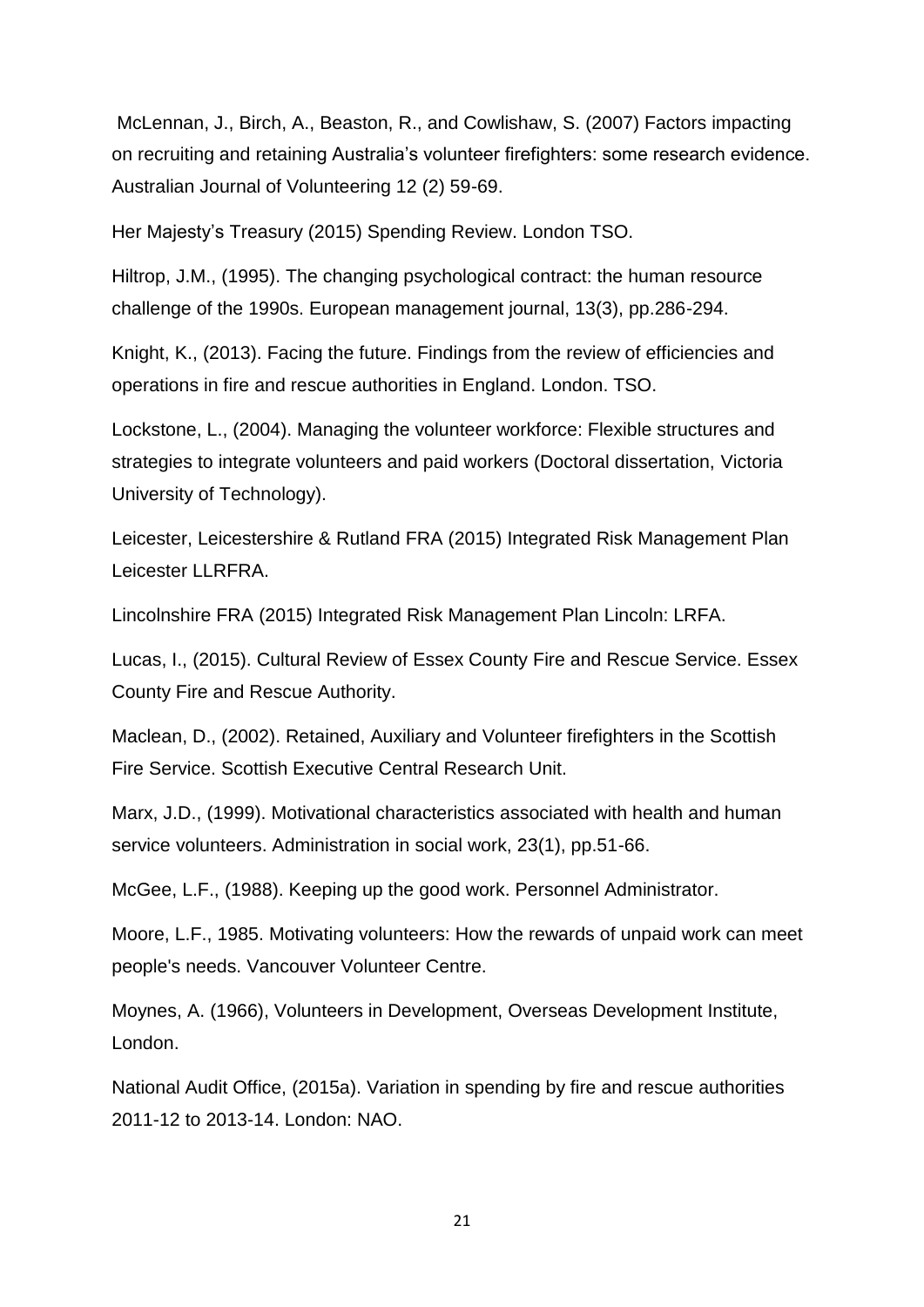McLennan, J., Birch, A., Beaston, R., and Cowlishaw, S. (2007) Factors impacting on recruiting and retaining Australia's volunteer firefighters: some research evidence. Australian Journal of Volunteering 12 (2) 59-69.

Her Majesty's Treasury (2015) Spending Review. London TSO.

Hiltrop, J.M., (1995). The changing psychological contract: the human resource challenge of the 1990s. European management journal, 13(3), pp.286-294.

Knight, K., (2013). Facing the future. Findings from the review of efficiencies and operations in fire and rescue authorities in England. London. TSO.

Lockstone, L., (2004). Managing the volunteer workforce: Flexible structures and strategies to integrate volunteers and paid workers (Doctoral dissertation, Victoria University of Technology).

Leicester, Leicestershire & Rutland FRA (2015) Integrated Risk Management Plan Leicester LLRFRA.

Lincolnshire FRA (2015) Integrated Risk Management Plan Lincoln: LRFA.

Lucas, I., (2015). Cultural Review of Essex County Fire and Rescue Service. Essex County Fire and Rescue Authority.

Maclean, D., (2002). Retained, Auxiliary and Volunteer firefighters in the Scottish Fire Service. Scottish Executive Central Research Unit.

Marx, J.D., (1999). Motivational characteristics associated with health and human service volunteers. Administration in social work, 23(1), pp.51-66.

McGee, L.F., (1988). Keeping up the good work. Personnel Administrator.

Moore, L.F., 1985. Motivating volunteers: How the rewards of unpaid work can meet people's needs. Vancouver Volunteer Centre.

Moynes, A. (1966), Volunteers in Development, Overseas Development Institute, London.

National Audit Office, (2015a). Variation in spending by fire and rescue authorities 2011-12 to 2013-14. London: NAO.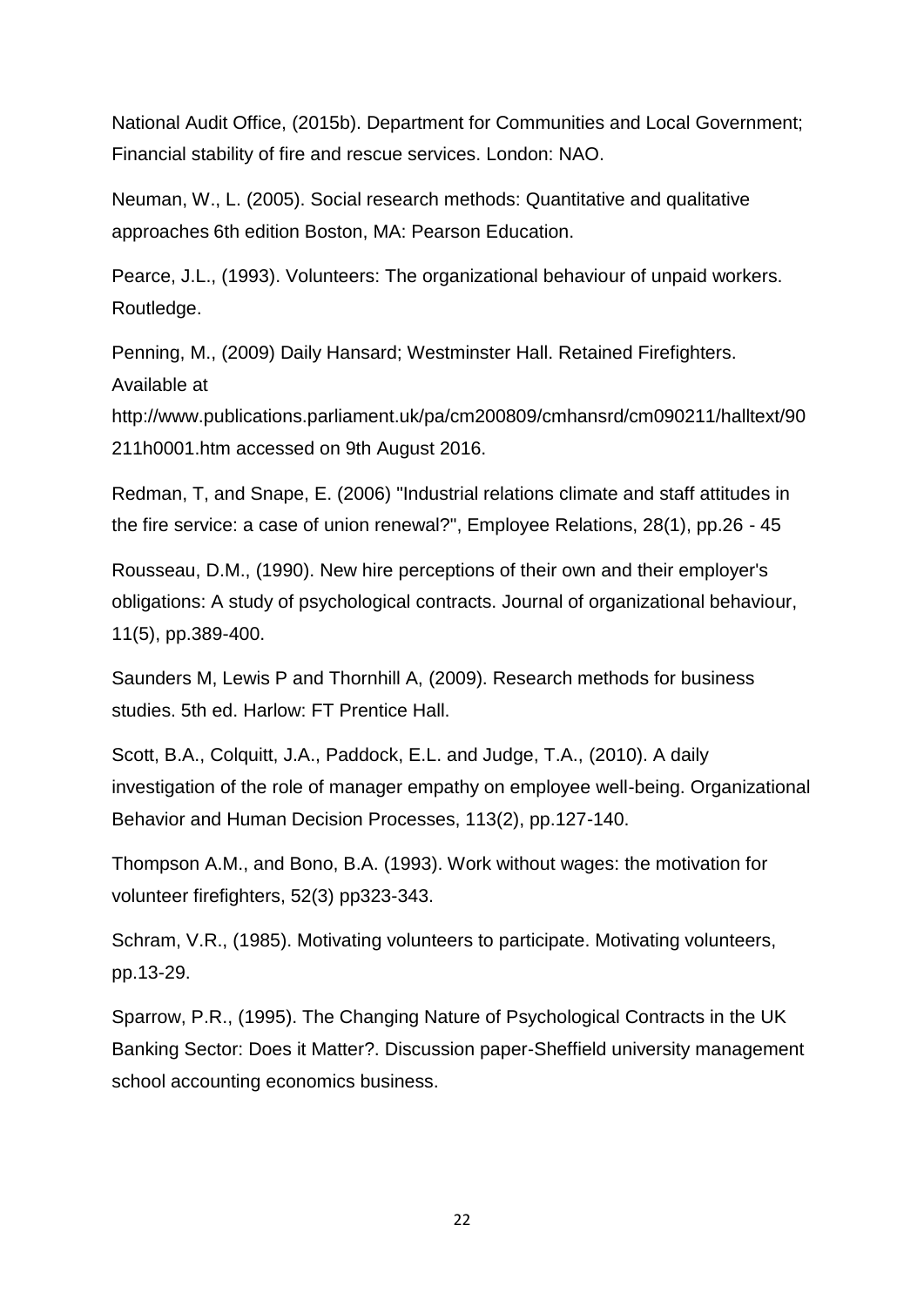National Audit Office, (2015b). Department for Communities and Local Government; Financial stability of fire and rescue services. London: NAO.

Neuman, W., L. (2005). Social research methods: Quantitative and qualitative approaches 6th edition Boston, MA: Pearson Education.

Pearce, J.L., (1993). Volunteers: The organizational behaviour of unpaid workers. Routledge.

Penning, M., (2009) Daily Hansard; Westminster Hall. Retained Firefighters. Available at http://www.publications.parliament.uk/pa/cm200809/cmhansrd/cm090211/halltext/90211h0001.htm accessed on 9th August 2016.

Redman, T, and Snape, E. (2006) "Industrial relations climate and staff attitudes in the fire service: a case of union renewal?", Employee Relations, 28(1), pp.26 - 45

Rousseau, D.M., (1990). New hire perceptions of their own and their employer's obligations: A study of psychological contracts. Journal of organizational behaviour, 11(5), pp.389-400.

Saunders M, Lewis P and Thornhill A, (2009). Research methods for business studies. 5th ed. Harlow: FT Prentice Hall.

Scott, B.A., Colquitt, J.A., Paddock, E.L. and Judge, T.A., (2010). A daily investigation of the role of manager empathy on employee well-being. Organizational Behavior and Human Decision Processes, 113(2), pp.127-140.

Thompson A.M., and Bono, B.A. (1993). Work without wages: the motivation for volunteer firefighters, 52(3) pp323-343.

Schram, V.R., (1985). Motivating volunteers to participate. Motivating volunteers, pp.13-29.

Sparrow, P.R., (1995). The Changing Nature of Psychological Contracts in the UK Banking Sector: Does it Matter?. Discussion paper-Sheffield university management school accounting economics business.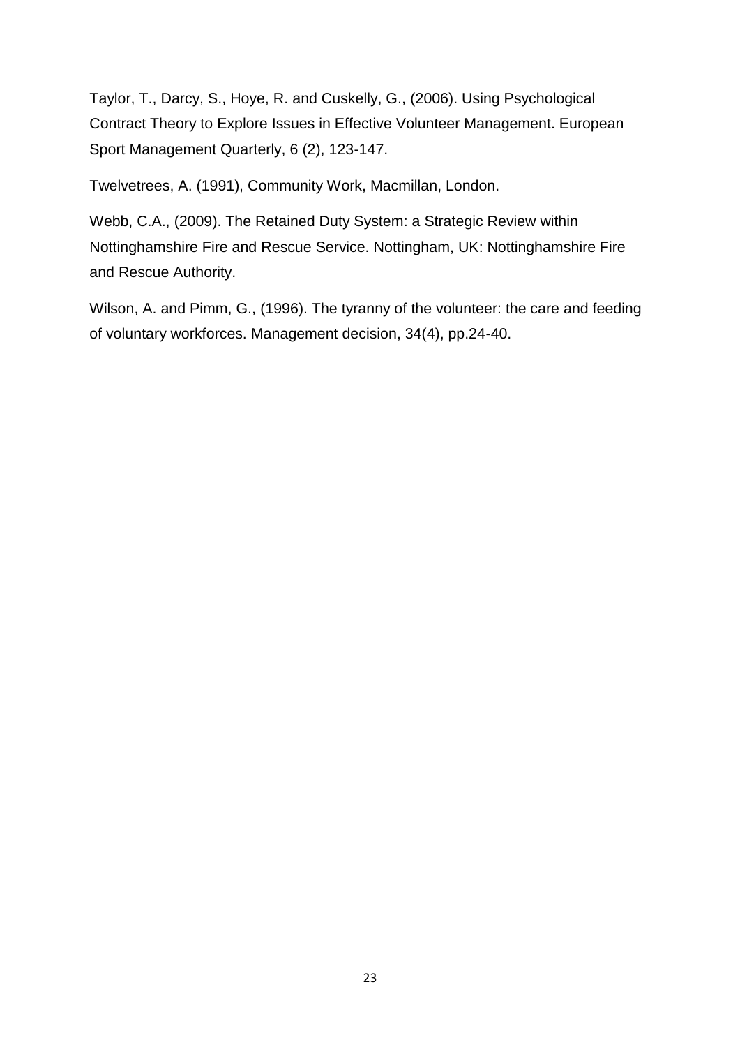Taylor, T., Darcy, S., Hoye, R. and Cuskelly, G., (2006). Using Psychological Contract Theory to Explore Issues in Effective Volunteer Management. European Sport Management Quarterly, 6 (2), 123-147.

Twelvetrees, A. (1991), Community Work, Macmillan, London.

Webb, C.A., (2009). The Retained Duty System: a Strategic Review within Nottinghamshire Fire and Rescue Service. Nottingham, UK: Nottinghamshire Fire and Rescue Authority.

Wilson, A. and Pimm, G., (1996). The tyranny of the volunteer: the care and feeding of voluntary workforces. Management decision, 34(4), pp.24-40.